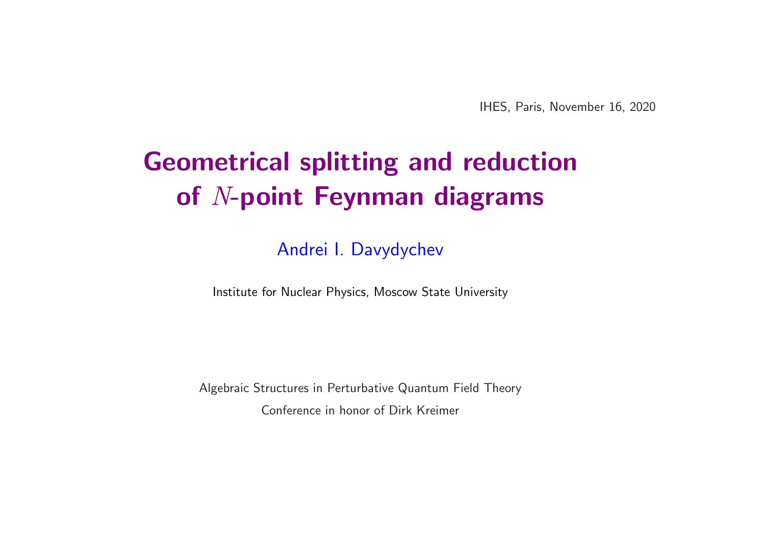IHES, Paris, November 16, 2020

# Geometrical splitting and reduction of $N$-point Feynman diagrams

Andrei I. Davydychev

Institute for Nuclear Physics, Moscow State University

Algebraic Structures in Perturbative Quantum Field Theory

Conference in honor of Dirk Kreimer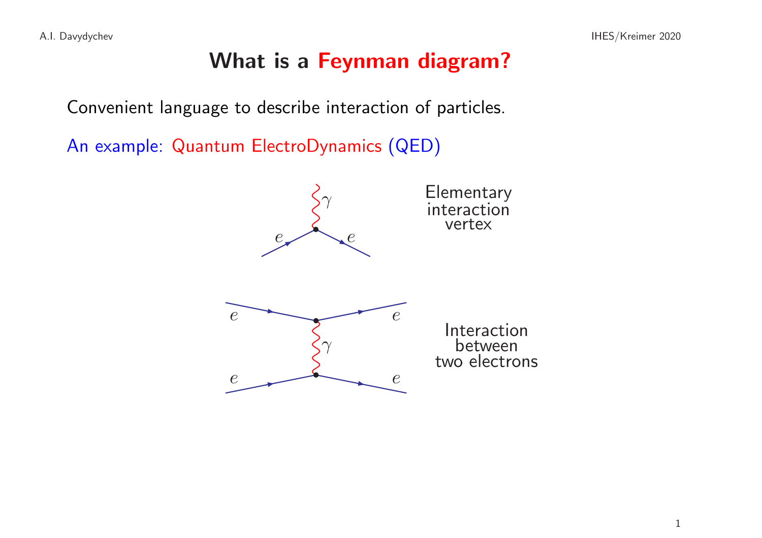# What is a Feynman diagram?

Convenient language to describe interaction of particles.

An example: Quantum ElectroDynamics (QED)

Elementary interaction vertex

Interaction between two electrons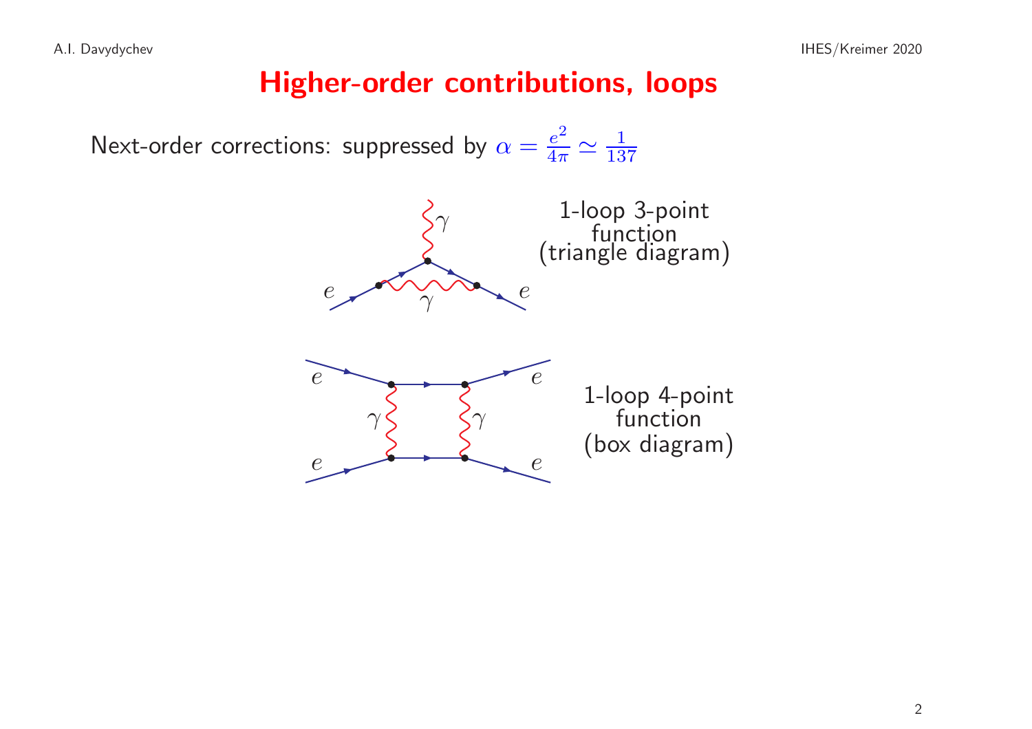# Higher-order contributions, loops

Next-order corrections: suppressed by $\alpha = \frac{e^2}{4\pi} \simeq \frac{1}{137}$

1-loop 3-point function (triangle diagram)

1-loop 4-point function (box diagram)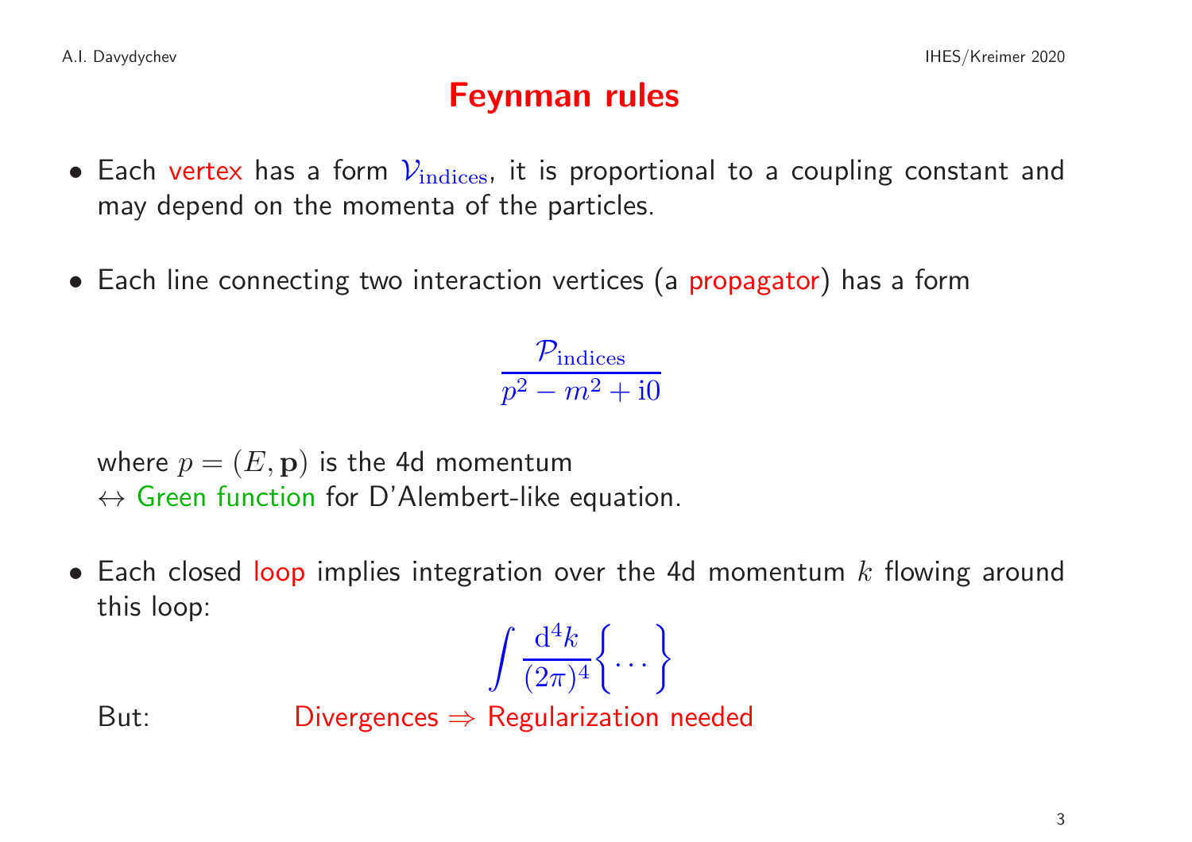# Feynman rules

- Each vertex has a form $\mathcal{V}_{\text{indices}}$, it is proportional to a coupling constant and may depend on the momenta of the particles.

- Each line connecting two interaction vertices (a propagator) has a form

$$\frac{\mathcal{P}_{\text{indices}}}{p^2 - m^2 + \mathrm{i}0}$$

  where $p = (E, \mathbf{p})$ is the 4d momentum
  $\leftrightarrow$ Green function for D'Alembert-like equation.

- Each closed loop implies integration over the 4d momentum $k$ flowing around this loop:

$$\int \frac{\mathrm{d}^4 k}{(2\pi)^4} \Big\{ \ldots \Big\}$$

But: Divergences $\Rightarrow$ Regularization needed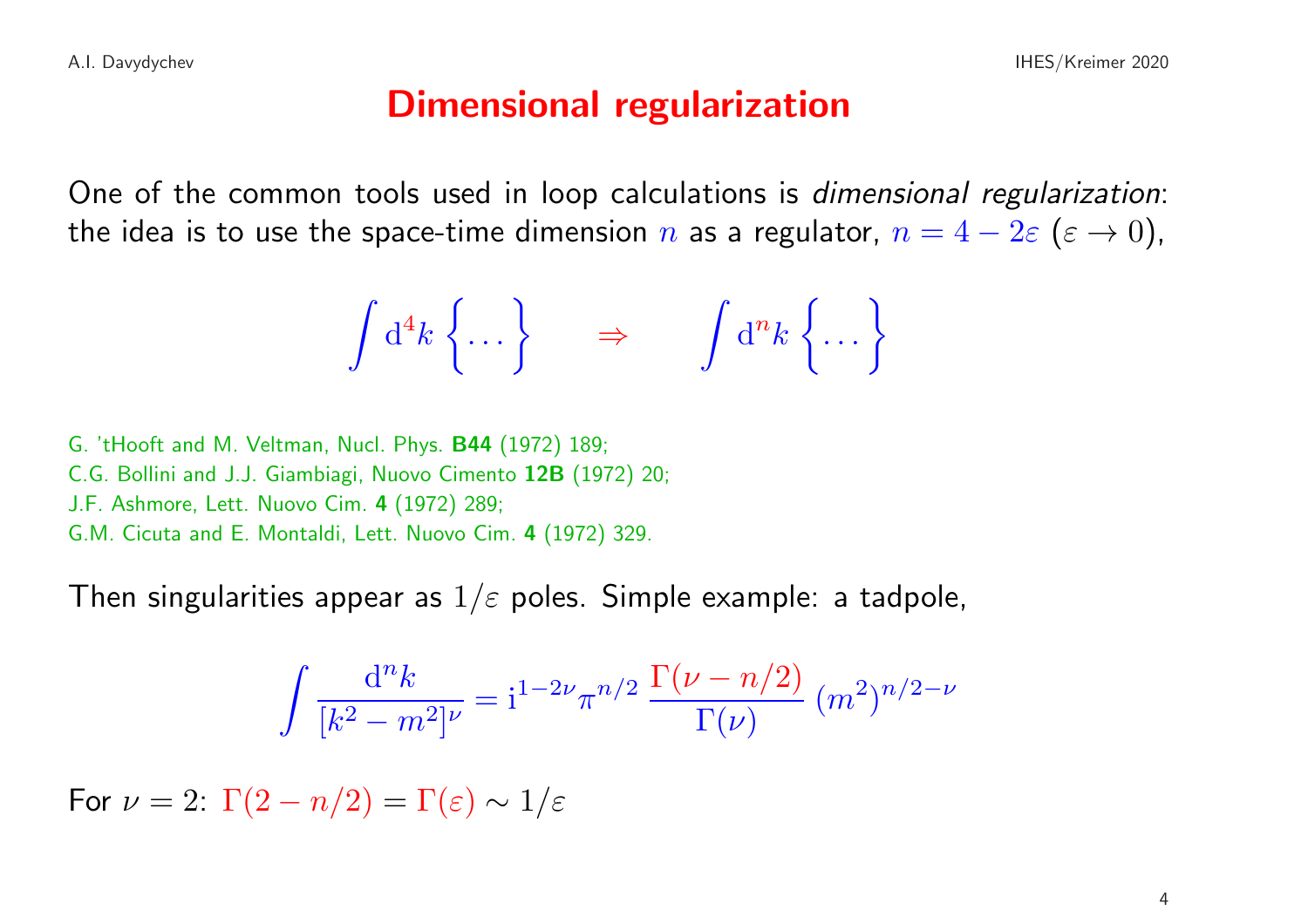# Dimensional regularization

One of the common tools used in loop calculations is *dimensional regularization*: the idea is to use the space-time dimension $n$ as a regulator, $n = 4 - 2\varepsilon$ ($\varepsilon \to 0$),

$$\int \mathrm{d}^4 k \left\{ \ldots \right\} \quad \Rightarrow \quad \int \mathrm{d}^n k \left\{ \ldots \right\}$$

G. 'tHooft and M. Veltman, Nucl. Phys. **B44** (1972) 189;
C.G. Bollini and J.J. Giambiagi, Nuovo Cimento **12B** (1972) 20;
J.F. Ashmore, Lett. Nuovo Cim. **4** (1972) 289;
G.M. Cicuta and E. Montaldi, Lett. Nuovo Cim. **4** (1972) 329.

Then singularities appear as $1/\varepsilon$ poles. Simple example: a tadpole,

$$\int \frac{\mathrm{d}^n k}{[k^2 - m^2]^\nu} = \mathrm{i}^{1-2\nu} \pi^{n/2} \, \frac{\Gamma(\nu - n/2)}{\Gamma(\nu)} \, (m^2)^{n/2-\nu}$$

For $\nu = 2$: $\Gamma(2 - n/2) = \Gamma(\varepsilon) \sim 1/\varepsilon$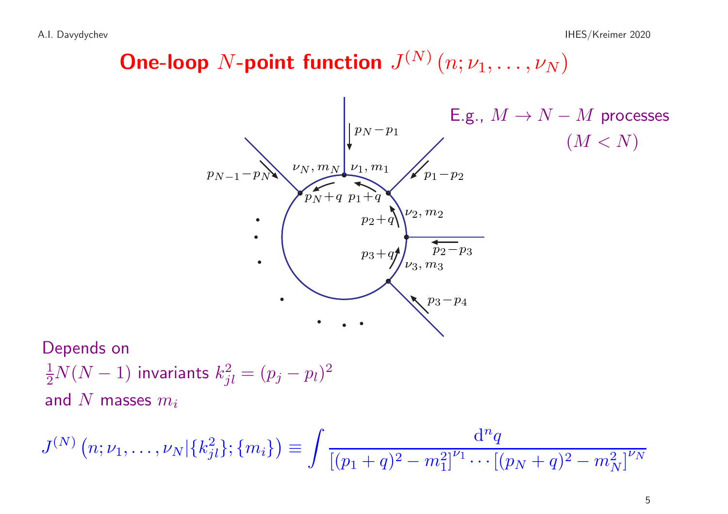# One-loop $N$-point function $J^{(N)}(n; \nu_1, \ldots, \nu_N)$

E.g., $M \to N-M$ processes $(M < N)$

Depends on
$\frac{1}{2}N(N-1)$ invariants $k_{jl}^2 = (p_j - p_l)^2$
and $N$ masses $m_i$

$$J^{(N)}\left(n; \nu_1, \ldots, \nu_N | \{k_{jl}^2\}; \{m_i\}\right) \equiv \int \frac{\mathrm{d}^n q}{\left[(p_1+q)^2 - m_1^2\right]^{\nu_1} \cdots \left[(p_N+q)^2 - m_N^2\right]^{\nu_N}}$$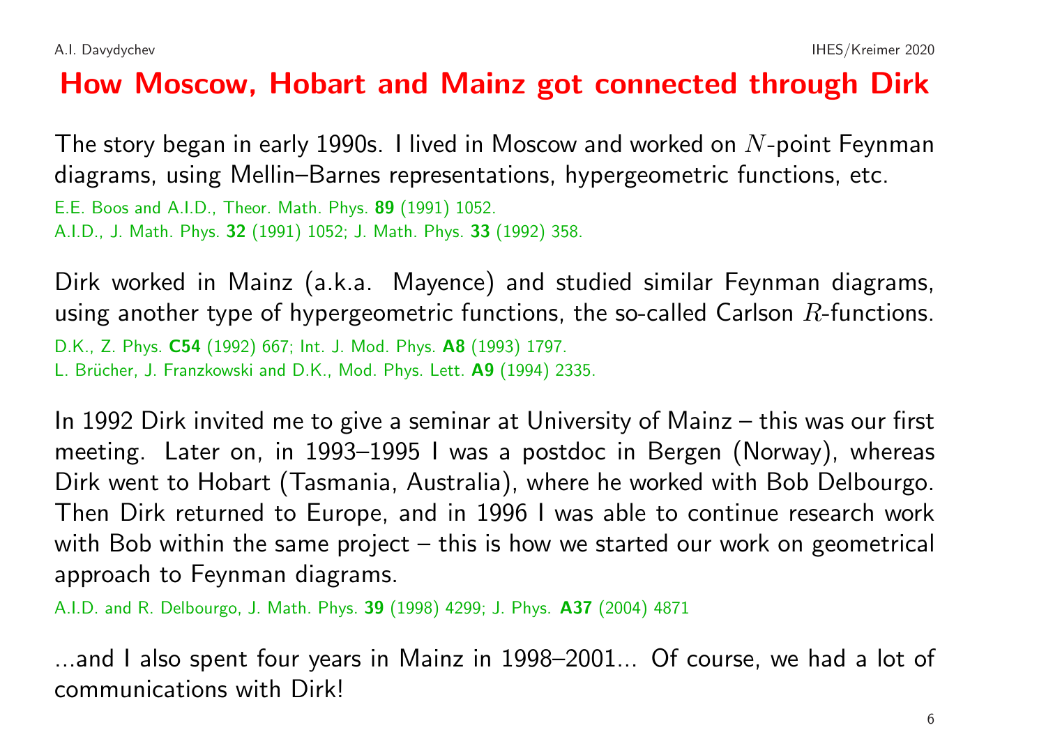# How Moscow, Hobart and Mainz got connected through Dirk

The story began in early 1990s. I lived in Moscow and worked on $N$-point Feynman diagrams, using Mellin–Barnes representations, hypergeometric functions, etc.

E.E. Boos and A.I.D., Theor. Math. Phys. **89** (1991) 1052.
A.I.D., J. Math. Phys. **32** (1991) 1052; J. Math. Phys. **33** (1992) 358.

Dirk worked in Mainz (a.k.a. Mayence) and studied similar Feynman diagrams, using another type of hypergeometric functions, the so-called Carlson $R$-functions.

D.K., Z. Phys. **C54** (1992) 667; Int. J. Mod. Phys. **A8** (1993) 1797.
L. Brücher, J. Franzkowski and D.K., Mod. Phys. Lett. **A9** (1994) 2335.

In 1992 Dirk invited me to give a seminar at University of Mainz – this was our first meeting. Later on, in 1993–1995 I was a postdoc in Bergen (Norway), whereas Dirk went to Hobart (Tasmania, Australia), where he worked with Bob Delbourgo. Then Dirk returned to Europe, and in 1996 I was able to continue research work with Bob within the same project – this is how we started our work on geometrical approach to Feynman diagrams.

A.I.D. and R. Delbourgo, J. Math. Phys. **39** (1998) 4299; J. Phys. **A37** (2004) 4871

...and I also spent four years in Mainz in 1998–2001... Of course, we had a lot of communications with Dirk!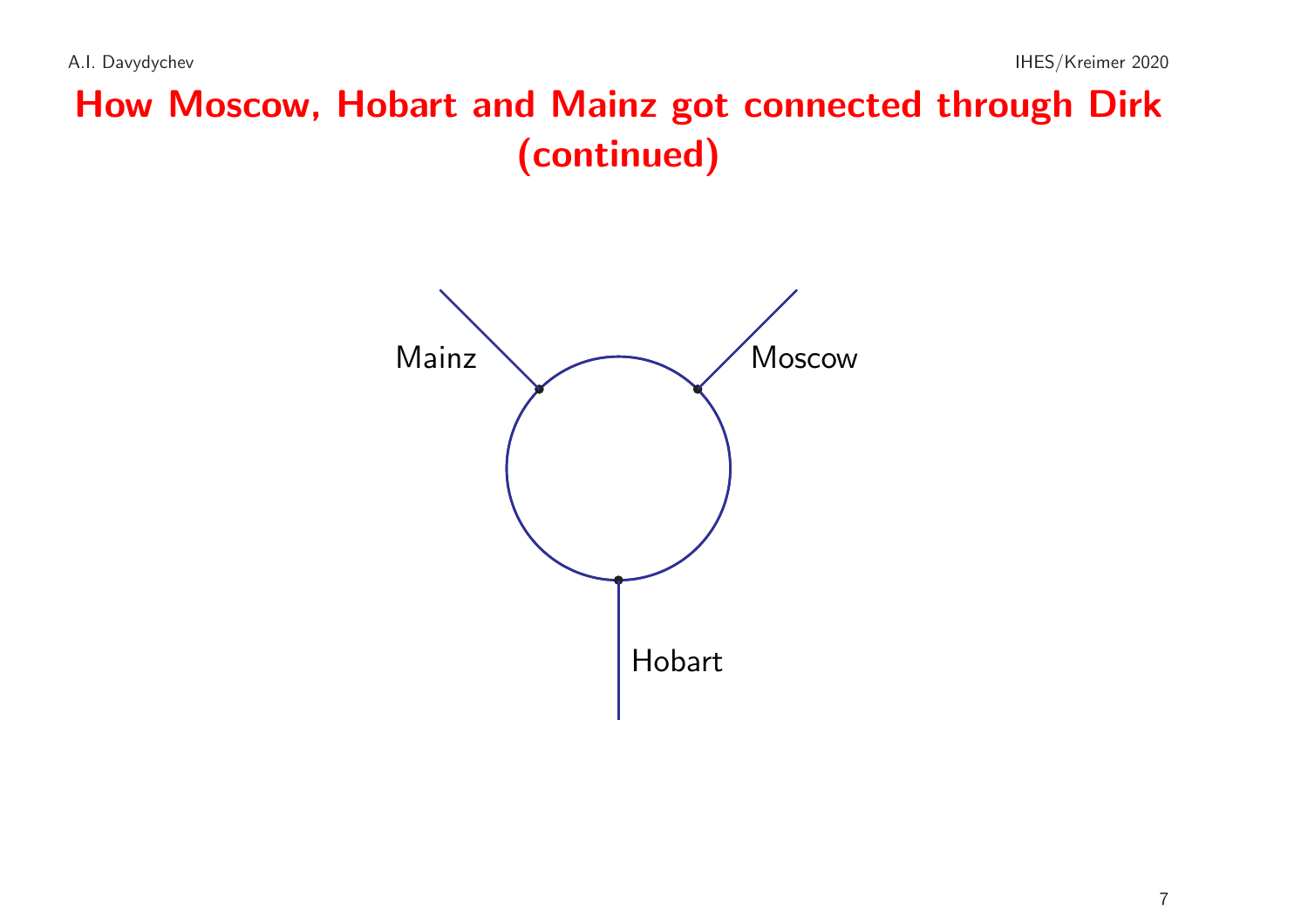# How Moscow, Hobart and Mainz got connected through Dirk (continued)

Mainz

Moscow

Hobart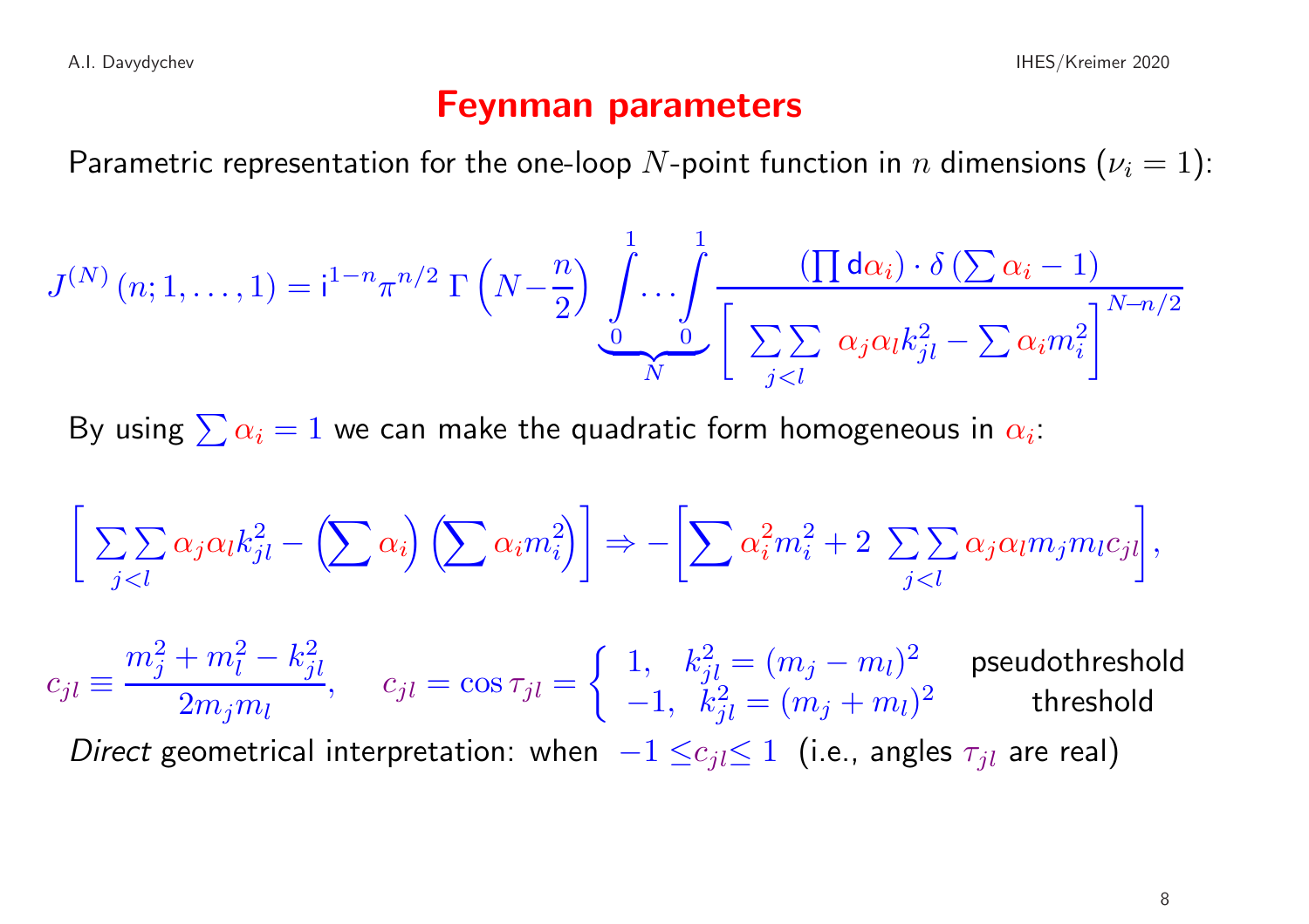# Feynman parameters

Parametric representation for the one-loop $N$-point function in $n$ dimensions ($\nu_i = 1$):

$$J^{(N)}(n;1,\ldots,1) = \mathrm{i}^{1-n}\pi^{n/2}\,\Gamma\left(N-\frac{n}{2}\right)\underbrace{\int_0^1\ldots\int_0^1}_{N}\frac{\left(\prod \mathrm{d}\alpha_i\right)\cdot\delta\left(\sum\alpha_i - 1\right)}{\left[\sum\sum_{j<l}\alpha_j\alpha_l k_{jl}^2 - \sum\alpha_i m_i^2\right]^{N-n/2}}$$

By using $\sum\alpha_i = 1$ we can make the quadratic form homogeneous in $\alpha_i$:

$$\left[\sum\sum_{j<l}\alpha_j\alpha_l k_{jl}^2 - \left(\sum\alpha_i\right)\left(\sum\alpha_i m_i^2\right)\right] \Rightarrow -\left[\sum\alpha_i^2 m_i^2 + 2\sum\sum_{j<l}\alpha_j\alpha_l m_j m_l c_{jl}\right],$$

$$c_{jl} \equiv \frac{m_j^2 + m_l^2 - k_{jl}^2}{2m_j m_l}, \qquad c_{jl} = \cos\tau_{jl} = \begin{cases} 1, & k_{jl}^2 = (m_j - m_l)^2 \quad \text{pseudothreshold} \\ -1, & k_{jl}^2 = (m_j + m_l)^2 \quad \text{threshold} \end{cases}$$

*Direct* geometrical interpretation: when $-1 \le c_{jl} \le 1$ (i.e., angles $\tau_{jl}$ are real)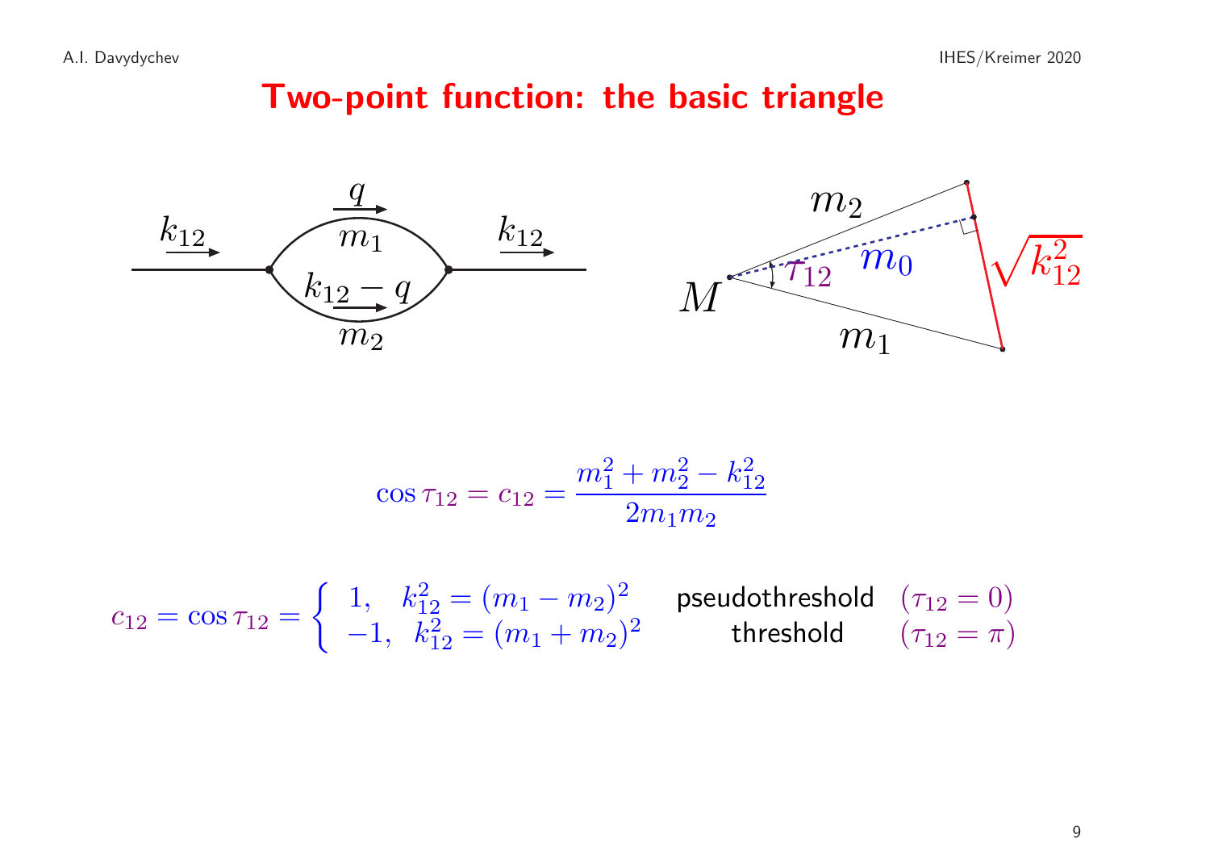# Two-point function: the basic triangle

$$\cos\tau_{12} = c_{12} = \frac{m_1^2 + m_2^2 - k_{12}^2}{2m_1 m_2}$$

$$c_{12} = \cos\tau_{12} = \begin{cases} 1, & k_{12}^2 = (m_1 - m_2)^2 \quad \text{pseudothreshold} \quad (\tau_{12} = 0) \\ -1, & k_{12}^2 = (m_1 + m_2)^2 \quad \text{threshold} \quad (\tau_{12} = \pi) \end{cases}$$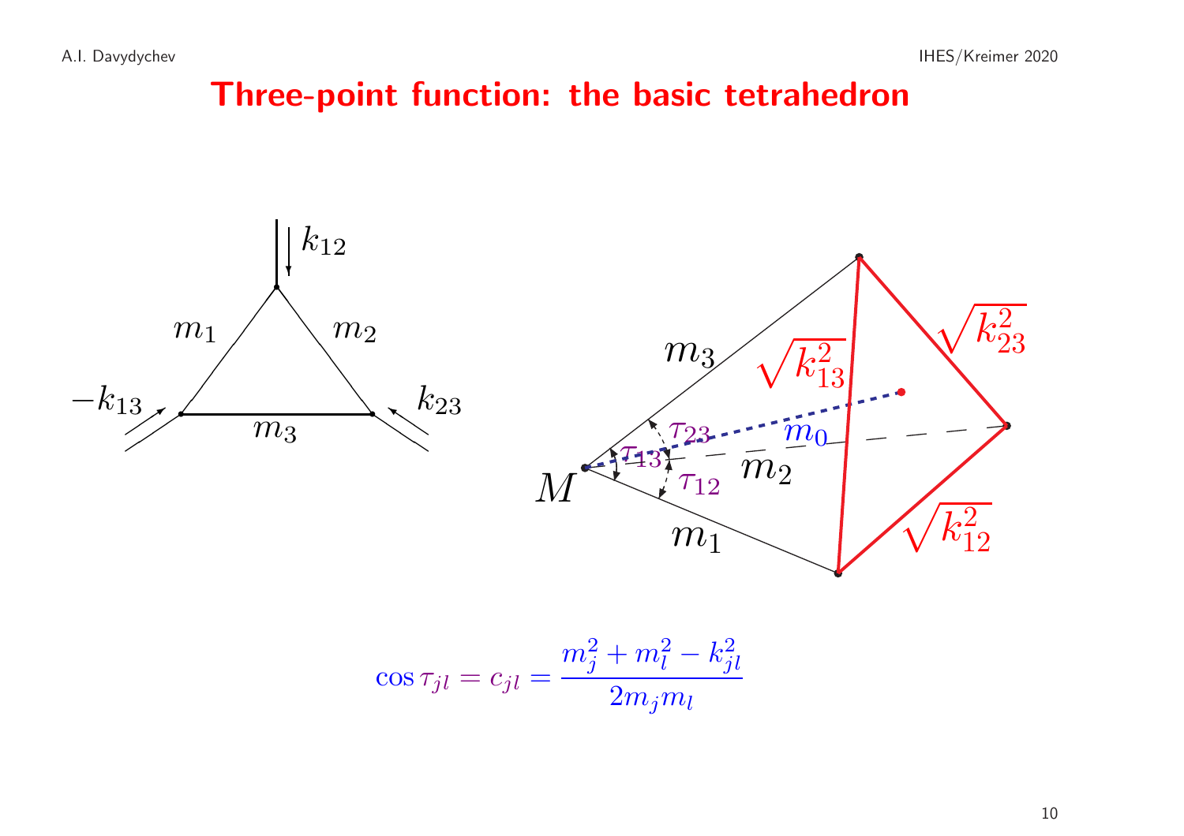# Three-point function: the basic tetrahedron

$$\cos \tau_{jl} = c_{jl} = \frac{m_j^2 + m_l^2 - k_{jl}^2}{2 m_j m_l}$$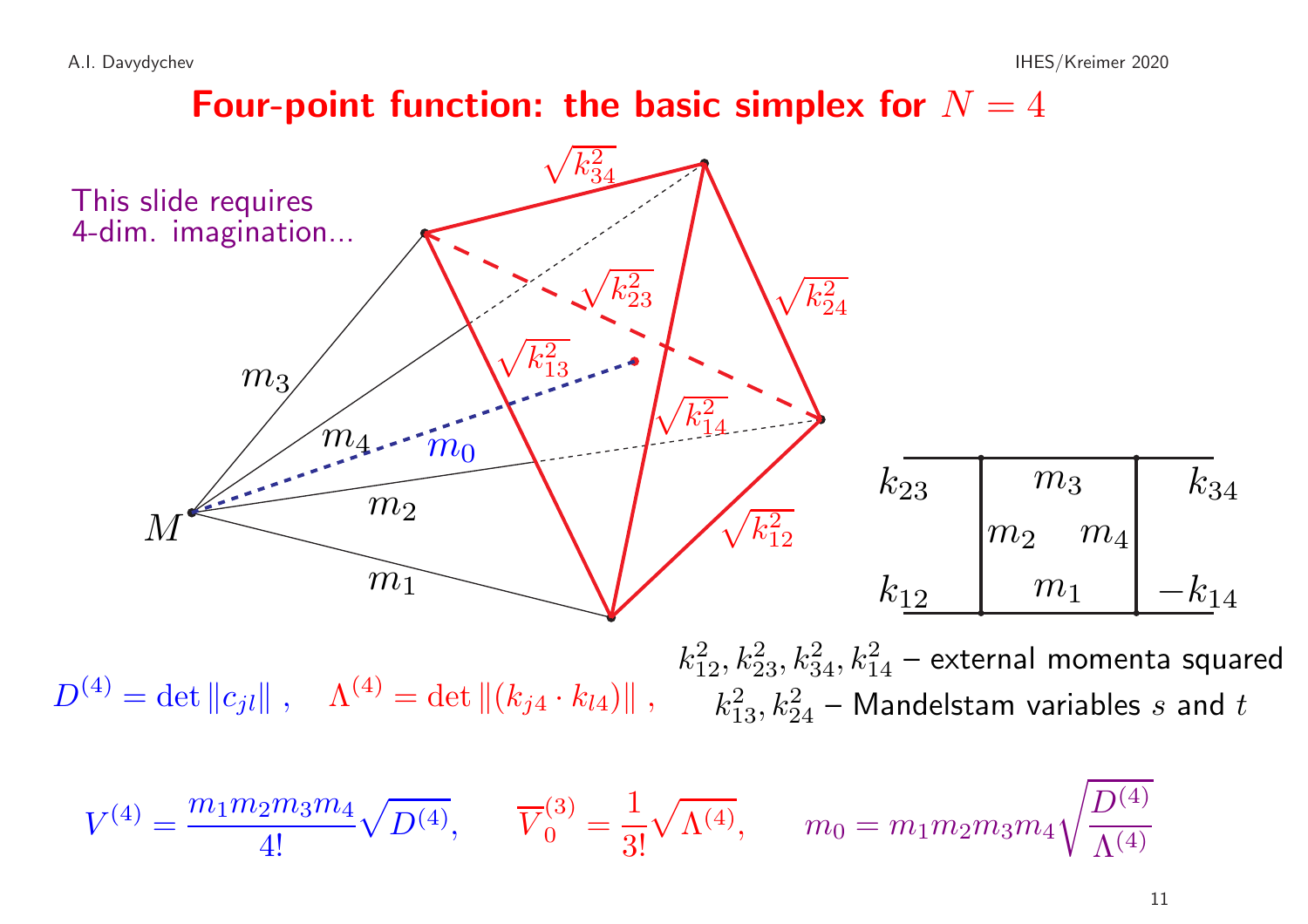# Four-point function: the basic simplex for $N = 4$

This slide requires 4-dim. imagination...

$k_{12}^2, k_{23}^2, k_{34}^2, k_{14}^2$ – external momenta squared

$k_{13}^2, k_{24}^2$ – Mandelstam variables $s$ and $t$

$$D^{(4)} = \det \| c_{jl} \| \,, \quad \Lambda^{(4)} = \det \| (k_{j4} \cdot k_{l4}) \| \,,$$

$$V^{(4)} = \frac{m_1 m_2 m_3 m_4}{4!} \sqrt{D^{(4)}}, \qquad \overline{V}_0^{(3)} = \frac{1}{3!} \sqrt{\Lambda^{(4)}}, \qquad m_0 = m_1 m_2 m_3 m_4 \sqrt{\frac{D^{(4)}}{\Lambda^{(4)}}}$$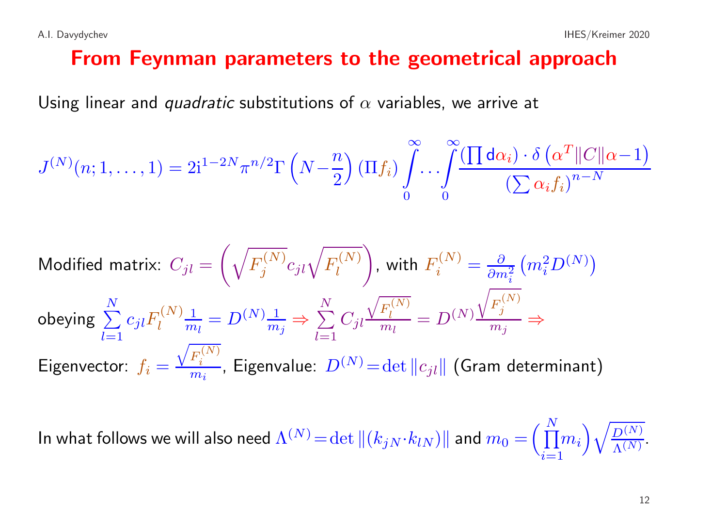# From Feynman parameters to the geometrical approach

Using linear and *quadratic* substitutions of $\alpha$ variables, we arrive at

$$J^{(N)}(n;1,\ldots,1) = 2\mathrm{i}^{1-2N}\pi^{n/2}\Gamma\left(N-\frac{n}{2}\right)(\Pi f_i)\int\limits_0^\infty\ldots\int\limits_0^\infty\frac{\left(\prod \mathrm{d}\alpha_i\right)\cdot\delta\left(\alpha^T\|C\|\alpha-1\right)}{\left(\sum\alpha_i f_i\right)^{n-N}}$$

Modified matrix: $C_{jl} = \left(\sqrt{F_j^{(N)}}c_{jl}\sqrt{F_l^{(N)}}\right)$, with $F_i^{(N)} = \frac{\partial}{\partial m_i^2}\left(m_i^2 D^{(N)}\right)$

obeying $\sum\limits_{l=1}^{N} c_{jl}F_l^{(N)}\frac{1}{m_l} = D^{(N)}\frac{1}{m_j} \Rightarrow \sum\limits_{l=1}^{N} C_{jl}\frac{\sqrt{F_l^{(N)}}}{m_l} = D^{(N)}\frac{\sqrt{F_j^{(N)}}}{m_j} \Rightarrow$

Eigenvector: $f_i = \frac{\sqrt{F_i^{(N)}}}{m_i}$, Eigenvalue: $D^{(N)} = \det\|c_{jl}\|$ (Gram determinant)

In what follows we will also need $\Lambda^{(N)} = \det\|(k_{jN}\cdot k_{lN})\|$ and $m_0 = \left(\prod\limits_{i=1}^{N} m_i\right)\sqrt{\frac{D^{(N)}}{\Lambda^{(N)}}}$.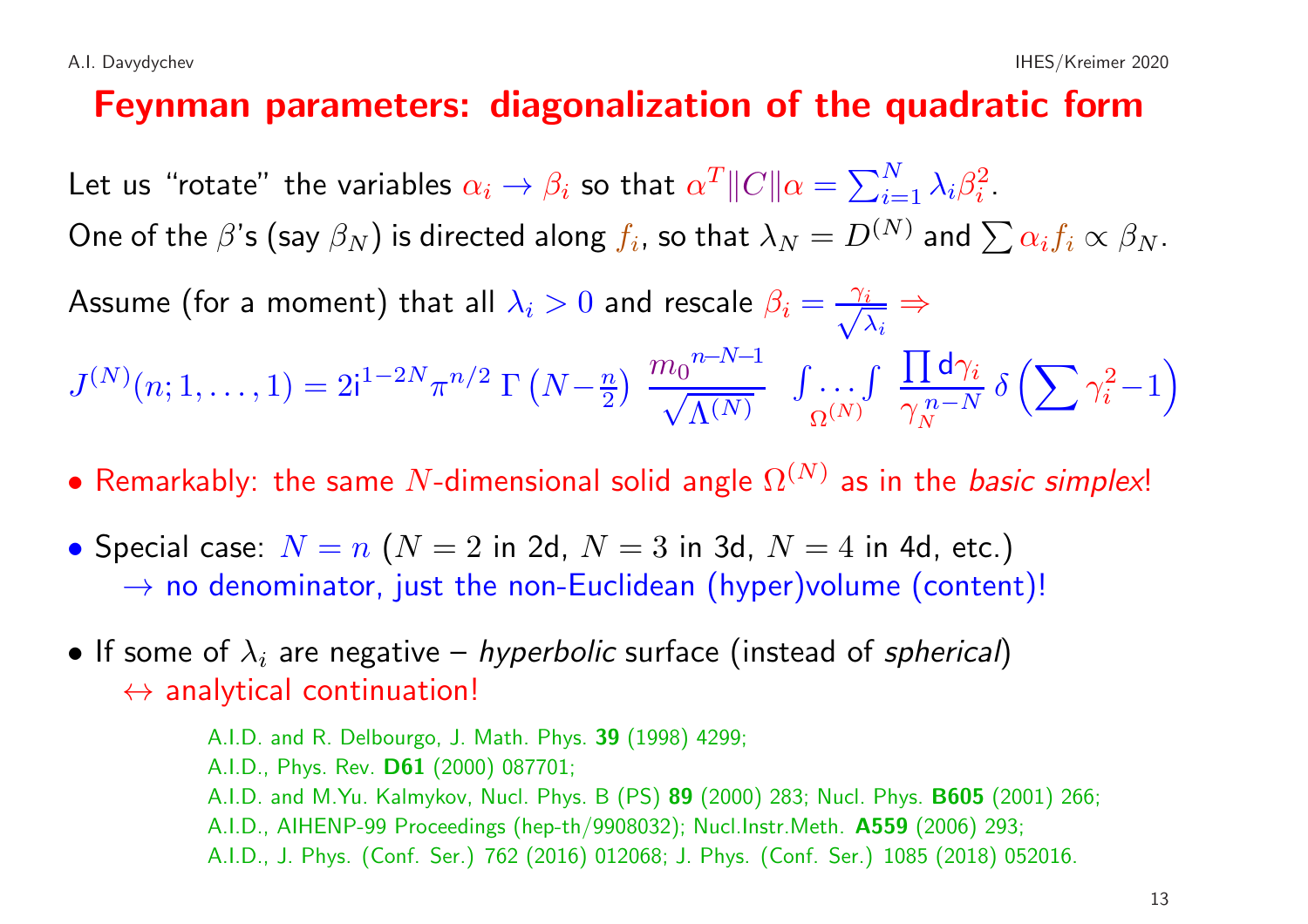# Feynman parameters: diagonalization of the quadratic form

Let us "rotate" the variables $\alpha_i \to \beta_i$ so that $\alpha^T \|C\| \alpha = \sum_{i=1}^{N} \lambda_i \beta_i^2$.

One of the $\beta$'s (say $\beta_N$) is directed along $f_i$, so that $\lambda_N = D^{(N)}$ and $\sum \alpha_i f_i \propto \beta_N$.

Assume (for a moment) that all $\lambda_i > 0$ and rescale $\beta_i = \frac{\gamma_i}{\sqrt{\lambda_i}} \Rightarrow$

$$J^{(N)}(n; 1, \ldots, 1) = 2\mathrm{i}^{1-2N} \pi^{n/2}\, \Gamma\left(N - \tfrac{n}{2}\right) \frac{{m_0}^{n-N-1}}{\sqrt{\Lambda^{(N)}}} \underset{\Omega^{(N)}}{\int \ldots \int} \frac{\prod \mathrm{d}\gamma_i}{\gamma_N^{\,n-N}}\, \delta\left(\sum \gamma_i^2 - 1\right)$$

- Remarkably: the same $N$-dimensional solid angle $\Omega^{(N)}$ as in the *basic simplex*!
- Special case: $N = n$ ($N = 2$ in 2d, $N = 3$ in 3d, $N = 4$ in 4d, etc.)
  $\to$ no denominator, just the non-Euclidean (hyper)volume (content)!
- If some of $\lambda_i$ are negative – *hyperbolic* surface (instead of *spherical*)
  $\leftrightarrow$ analytical continuation!

A.I.D. and R. Delbourgo, J. Math. Phys. **39** (1998) 4299;
A.I.D., Phys. Rev. **D61** (2000) 087701;
A.I.D. and M.Yu. Kalmykov, Nucl. Phys. B (PS) **89** (2000) 283; Nucl. Phys. **B605** (2001) 266;
A.I.D., AIHENP-99 Proceedings (hep-th/9908032); Nucl.Instr.Meth. **A559** (2006) 293;
A.I.D., J. Phys. (Conf. Ser.) 762 (2016) 012068; J. Phys. (Conf. Ser.) 1085 (2018) 052016.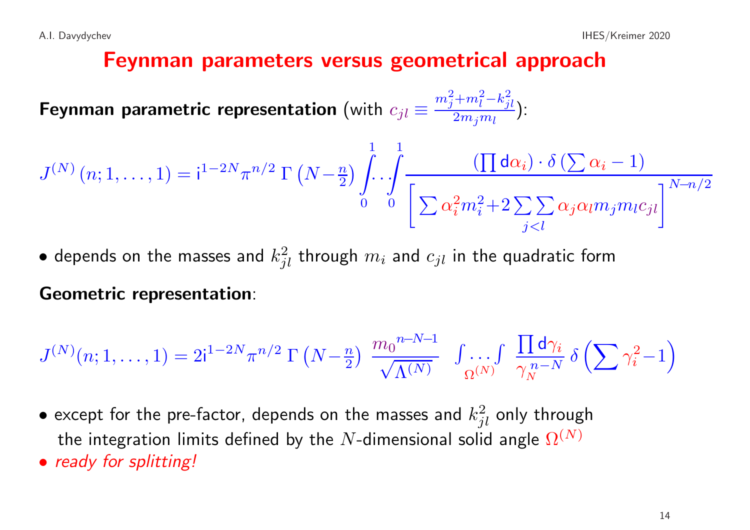# Feynman parameters versus geometrical approach

**Feynman parametric representation** (with $c_{jl} \equiv \frac{m_j^2+m_l^2-k_{jl}^2}{2m_j m_l}$):

$$J^{(N)}(n;1,\ldots,1) = \mathrm{i}^{1-2N}\pi^{n/2}\,\Gamma\left(N-\tfrac{n}{2}\right)\int\limits_0^1\ldots\int\limits_0^1 \frac{\left(\prod \mathrm{d}\alpha_i\right)\cdot\delta\left(\sum\alpha_i - 1\right)}{\left[\sum\alpha_i^2 m_i^2 + 2\sum\limits_{j<l}\sum\alpha_j\alpha_l m_j m_l c_{jl}\right]^{N-n/2}}$$

- depends on the masses and $k_{jl}^2$ through $m_i$ and $c_{jl}$ in the quadratic form

**Geometric representation**:

$$J^{(N)}(n;1,\ldots,1) = 2\mathrm{i}^{1-2N}\pi^{n/2}\,\Gamma\left(N-\tfrac{n}{2}\right)\,\frac{{m_0}^{n-N-1}}{\sqrt{\Lambda^{(N)}}}\int\limits_{\Omega^{(N)}}\ldots\int \frac{\prod\mathrm{d}\gamma_i}{\gamma_N^{\,n-N}}\,\delta\left(\sum\gamma_i^2-1\right)$$

- except for the pre-factor, depends on the masses and $k_{jl}^2$ only through the integration limits defined by the $N$-dimensional solid angle $\Omega^{(N)}$
- *ready for splitting!*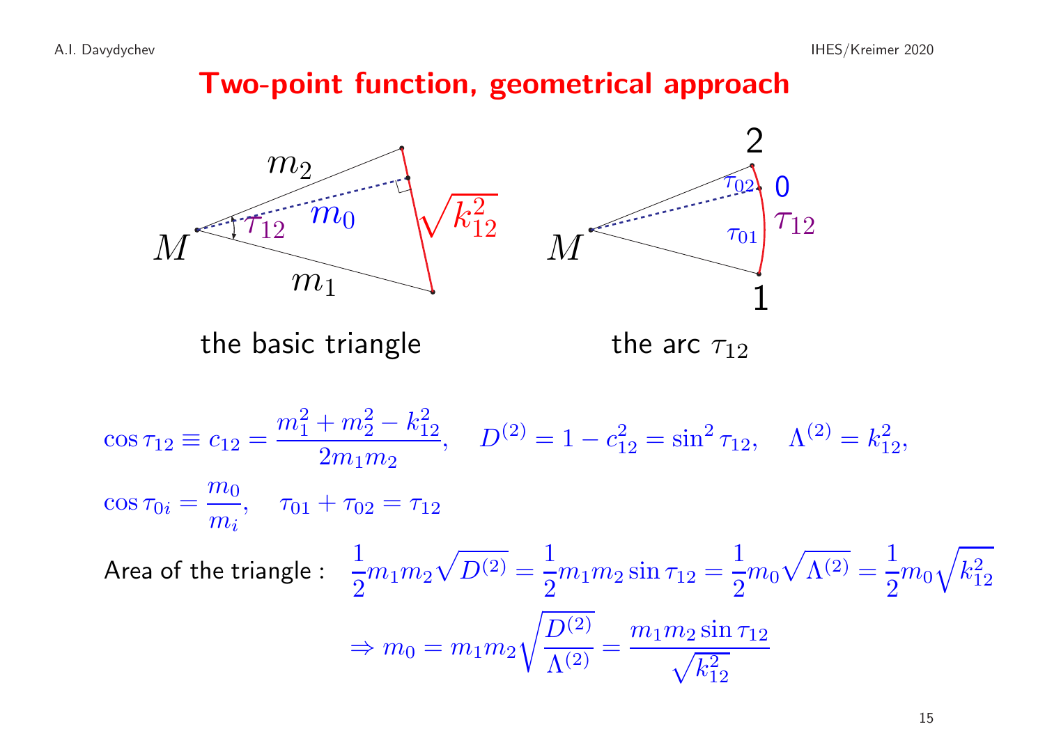# Two-point function, geometrical approach

the basic triangle

the arc $\tau_{12}$

$$\cos\tau_{12} \equiv c_{12} = \frac{m_1^2+m_2^2-k_{12}^2}{2m_1m_2}, \quad D^{(2)} = 1-c_{12}^2 = \sin^2\tau_{12}, \quad \Lambda^{(2)} = k_{12}^2,$$

$$\cos\tau_{0i} = \frac{m_0}{m_i}, \quad \tau_{01}+\tau_{02} = \tau_{12}$$

Area of the triangle : $\frac{1}{2}m_1m_2\sqrt{D^{(2)}} = \frac{1}{2}m_1m_2\sin\tau_{12} = \frac{1}{2}m_0\sqrt{\Lambda^{(2)}} = \frac{1}{2}m_0\sqrt{k_{12}^2}$

$$\Rightarrow m_0 = m_1m_2\sqrt{\frac{D^{(2)}}{\Lambda^{(2)}}} = \frac{m_1m_2\sin\tau_{12}}{\sqrt{k_{12}^2}}$$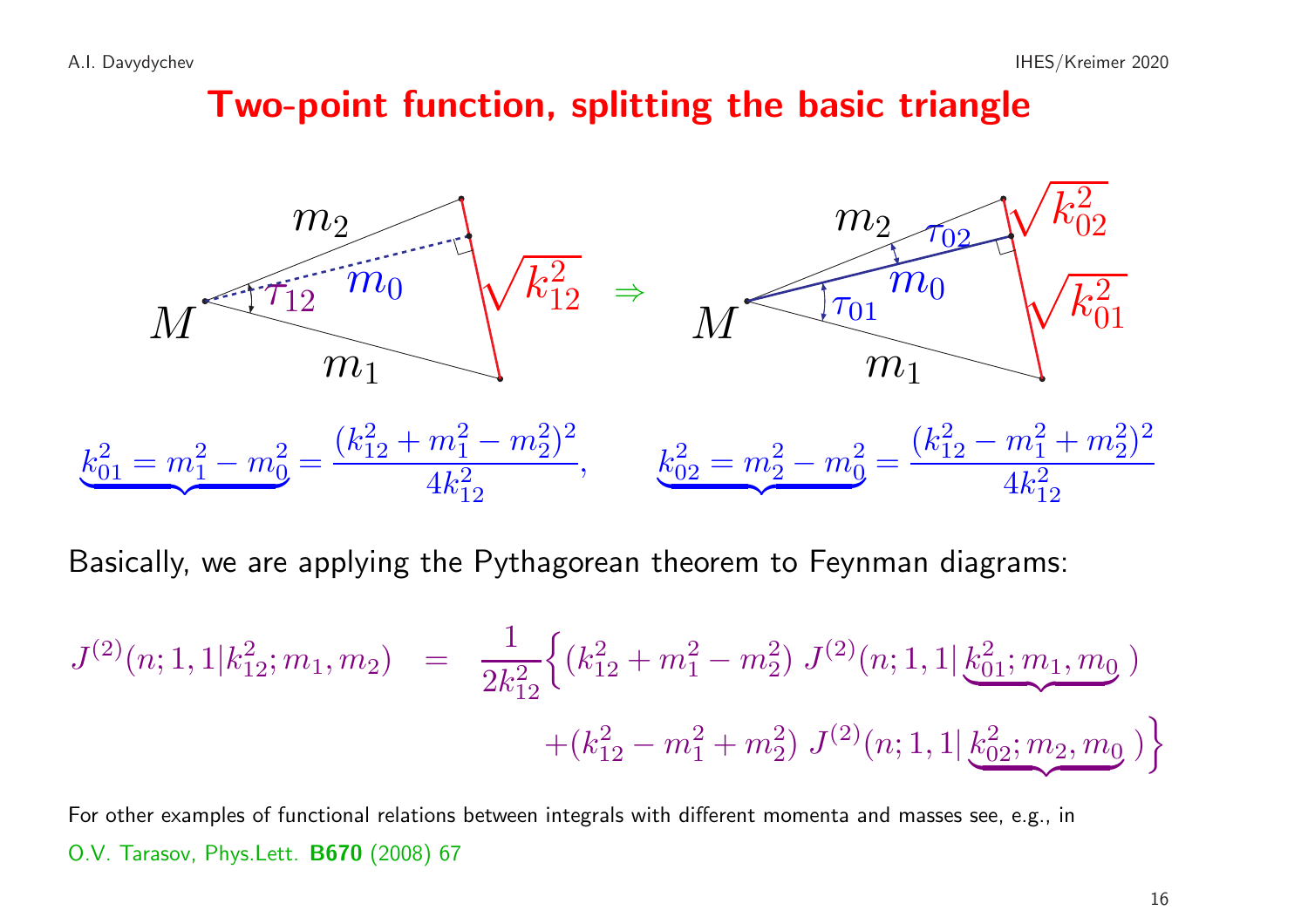# Two-point function, splitting the basic triangle

$$\underbrace{k_{01}^2 = m_1^2 - m_0^2}= \frac{(k_{12}^2 + m_1^2 - m_2^2)^2}{4k_{12}^2}, \qquad \underbrace{k_{02}^2 = m_2^2 - m_0^2} = \frac{(k_{12}^2 - m_1^2 + m_2^2)^2}{4k_{12}^2}$$

Basically, we are applying the Pythagorean theorem to Feynman diagrams:

$$J^{(2)}(n;1,1|k_{12}^2;m_1,m_2) \;=\; \frac{1}{2k_{12}^2}\Big\{(k_{12}^2 + m_1^2 - m_2^2)\; J^{(2)}(n;1,1|\underbrace{k_{01}^2;m_1,m_0}) + (k_{12}^2 - m_1^2 + m_2^2)\; J^{(2)}(n;1,1|\underbrace{k_{02}^2;m_2,m_0})\Big\}$$

For other examples of functional relations between integrals with different momenta and masses see, e.g., in O.V. Tarasov, Phys.Lett. **B670** (2008) 67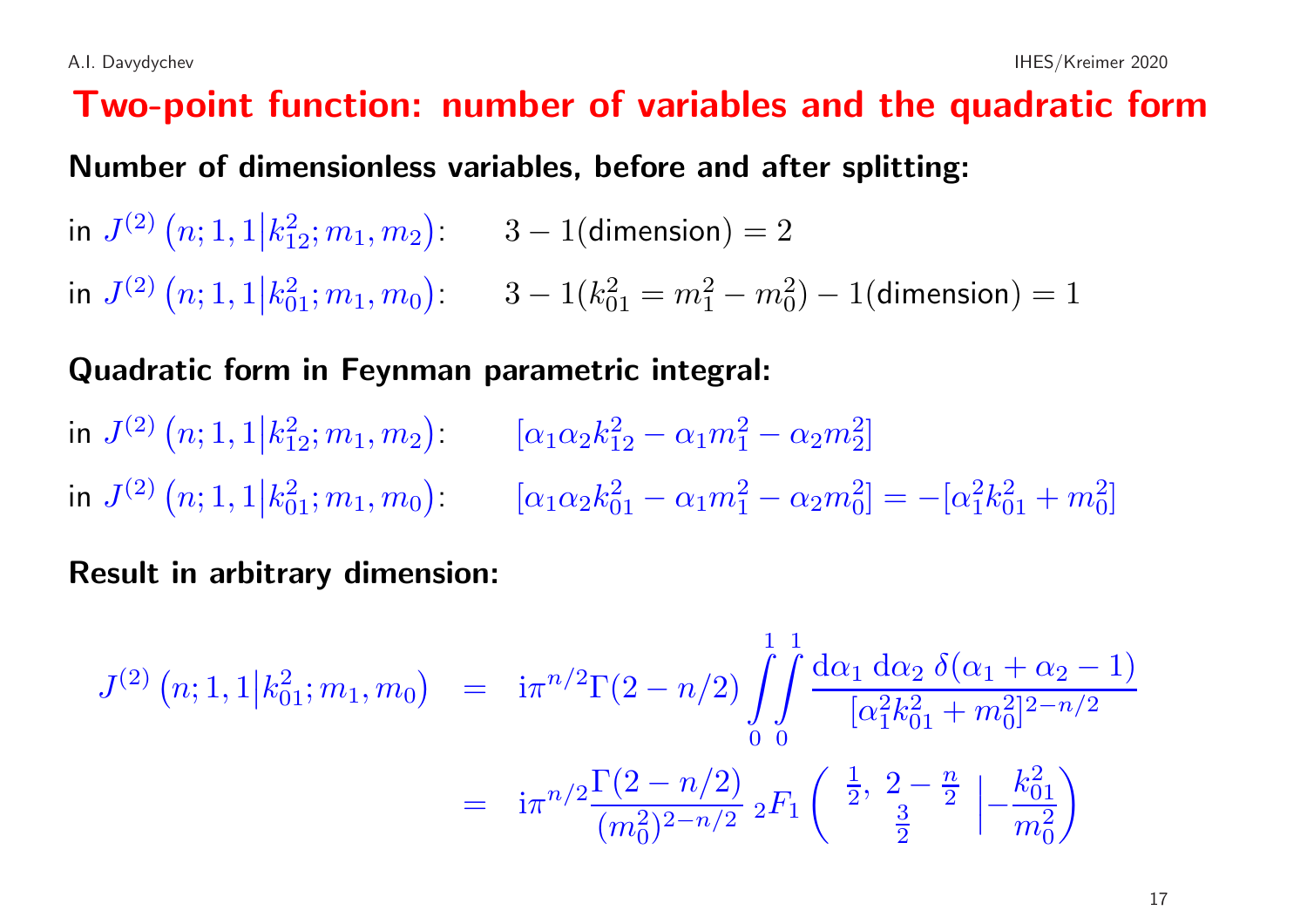# Two-point function: number of variables and the quadratic form

**Number of dimensionless variables, before and after splitting:**

in $J^{(2)}\left(n;1,1\middle|k_{12}^2;m_1,m_2\right)$: $\quad 3-1(\text{dimension})=2$

in $J^{(2)}\left(n;1,1\middle|k_{01}^2;m_1,m_0\right)$: $\quad 3-1(k_{01}^2=m_1^2-m_0^2)-1(\text{dimension})=1$

**Quadratic form in Feynman parametric integral:**

in $J^{(2)}\left(n;1,1\middle|k_{12}^2;m_1,m_2\right)$: $\quad [\alpha_1\alpha_2 k_{12}^2-\alpha_1 m_1^2-\alpha_2 m_2^2]$

in $J^{(2)}\left(n;1,1\middle|k_{01}^2;m_1,m_0\right)$: $\quad [\alpha_1\alpha_2 k_{01}^2-\alpha_1 m_1^2-\alpha_2 m_0^2]=-[\alpha_1^2 k_{01}^2+m_0^2]$

**Result in arbitrary dimension:**

$$
\begin{aligned}
J^{(2)}\left(n;1,1\middle|k_{01}^2;m_1,m_0\right) &= \mathrm{i}\pi^{n/2}\Gamma(2-n/2)\int\limits_0^1\!\!\int\limits_0^1 \frac{\mathrm{d}\alpha_1\,\mathrm{d}\alpha_2\,\delta(\alpha_1+\alpha_2-1)}{[\alpha_1^2 k_{01}^2+m_0^2]^{2-n/2}} \\
&= \mathrm{i}\pi^{n/2}\frac{\Gamma(2-n/2)}{(m_0^2)^{2-n/2}}\,{}_2F_1\left(\begin{array}{c}\frac{1}{2},\ 2-\frac{n}{2}\\ \frac{3}{2}\end{array}\middle|-\frac{k_{01}^2}{m_0^2}\right)
\end{aligned}
$$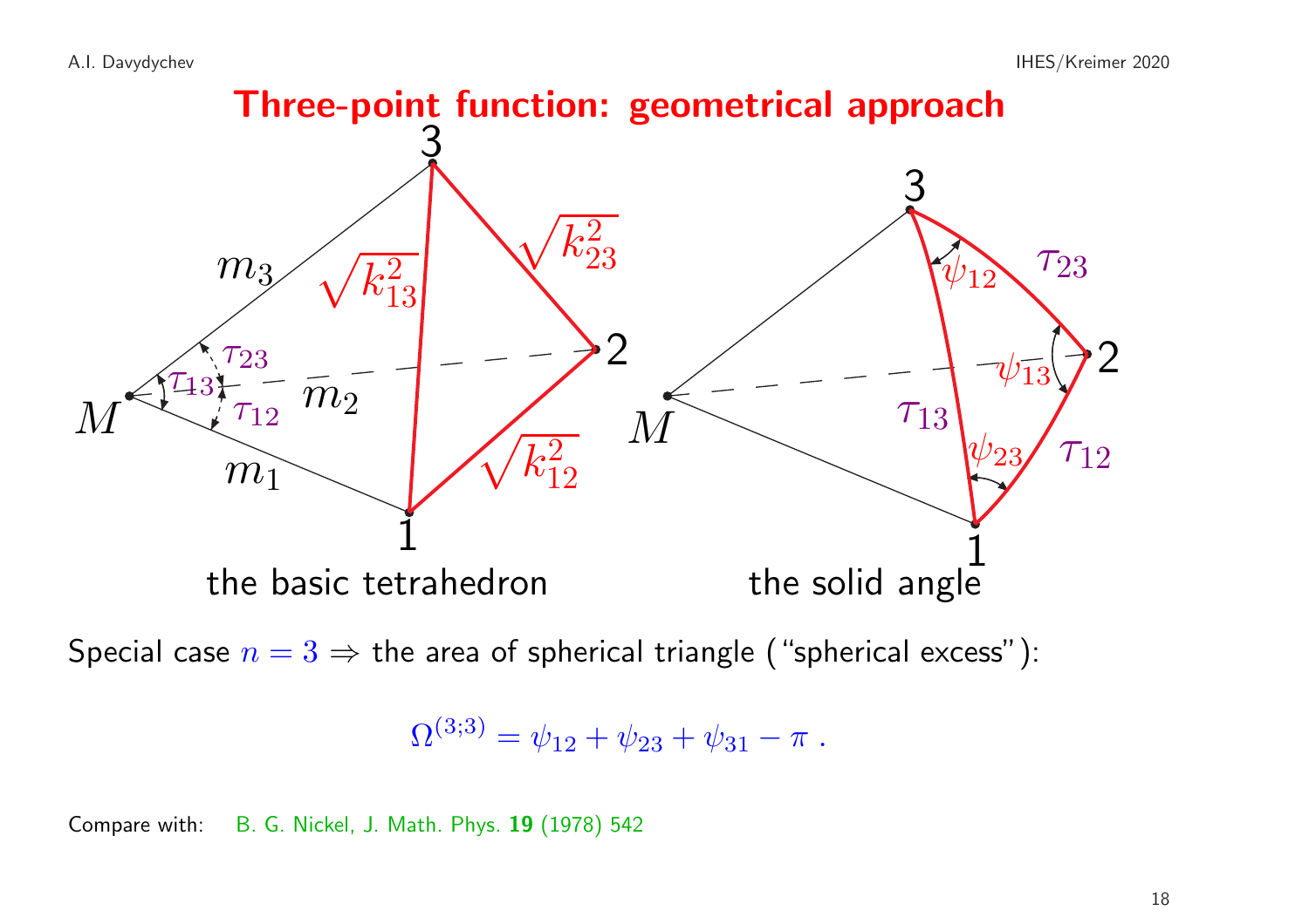# Three-point function: geometrical approach

the basic tetrahedron

the solid angle

Special case $n = 3 \Rightarrow$ the area of spherical triangle ("spherical excess"):

$$\Omega^{(3;3)} = \psi_{12} + \psi_{23} + \psi_{31} - \pi \; .$$

Compare with: B. G. Nickel, J. Math. Phys. **19** (1978) 542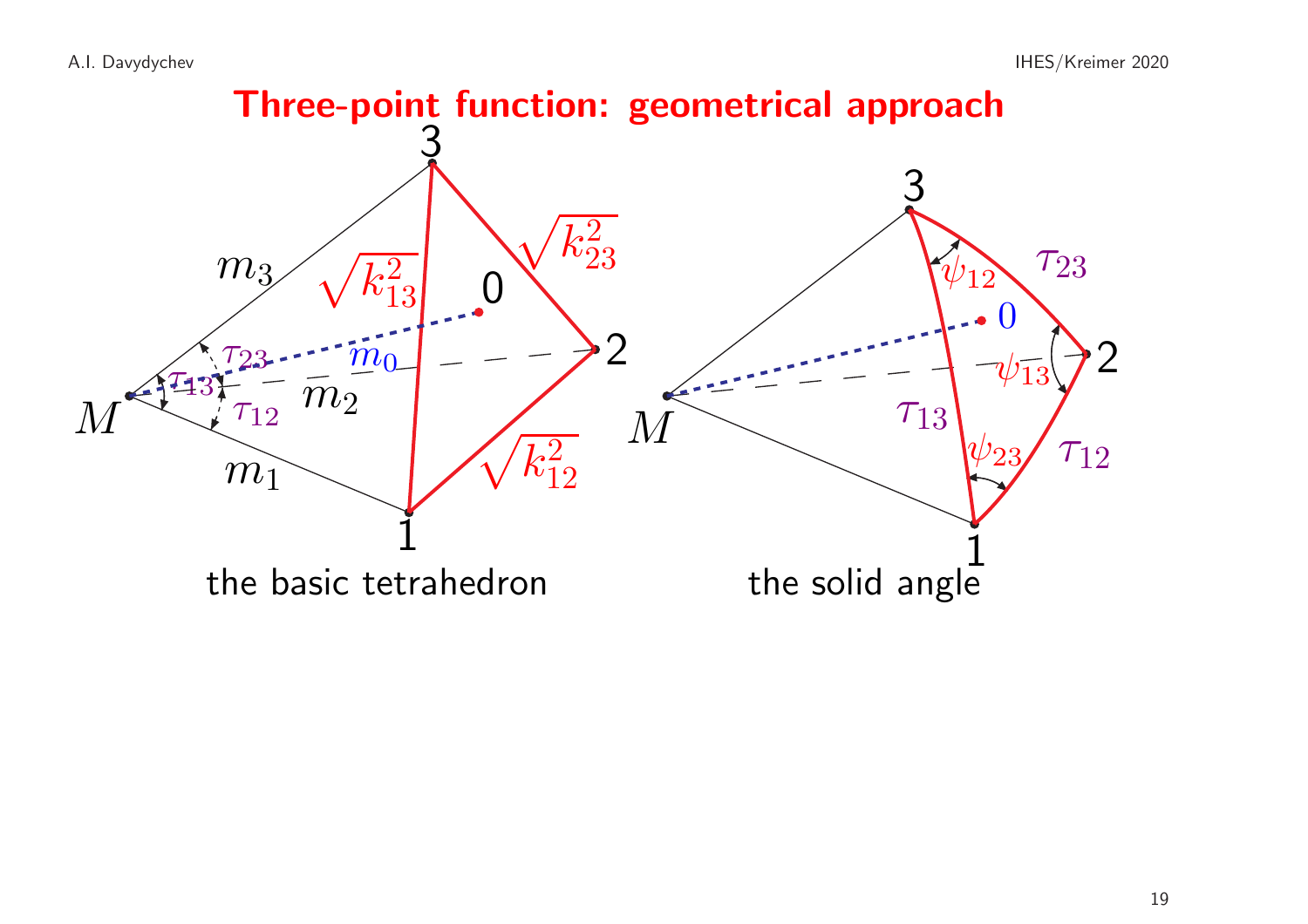# Three-point function: geometrical approach

the basic tetrahedron

the solid angle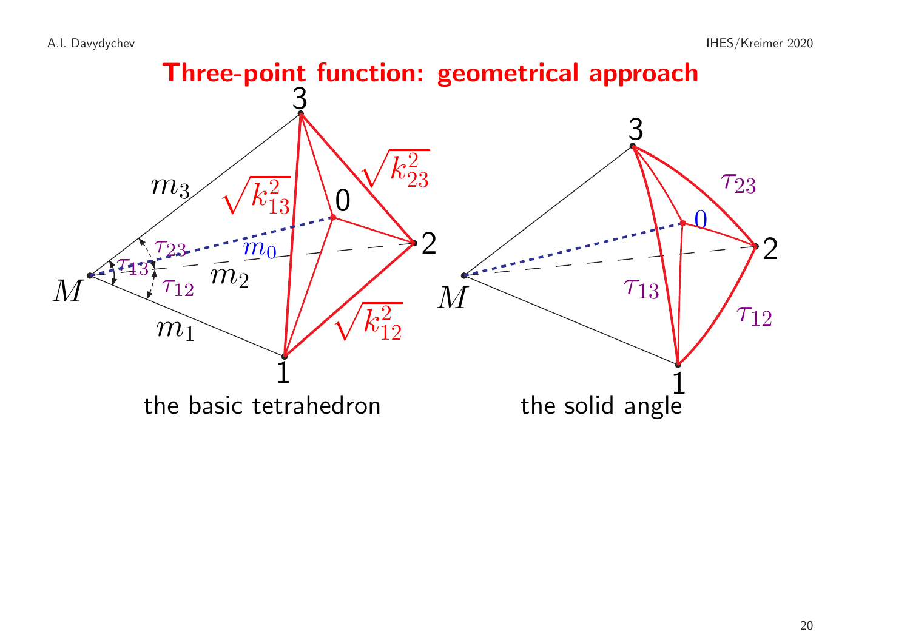# Three-point function: geometrical approach

3

$\sqrt{k_{23}^2}$

$m_3$

$\sqrt{k_{13}^2}$

0

$\tau_{23}$

$m_0$

2

$\tau_{13}$

$m_2$

$M$

$\tau_{12}$

$m_1$

$\sqrt{k_{12}^2}$

1

the basic tetrahedron

3

$\tau_{23}$

0

2

$M$

$\tau_{13}$

$\tau_{12}$

1

the solid angle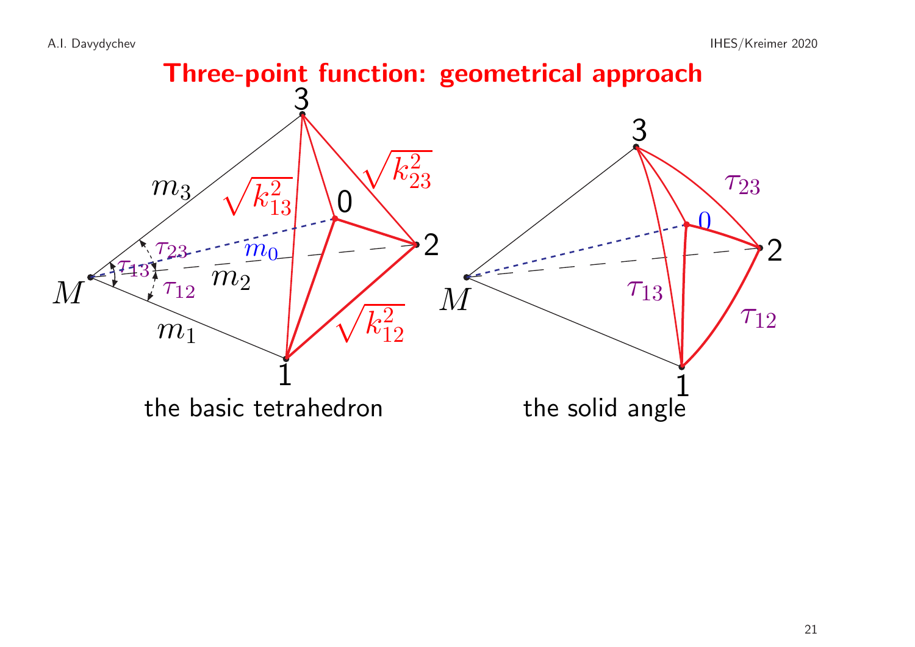# Three-point function: geometrical approach

the basic tetrahedron

the solid angle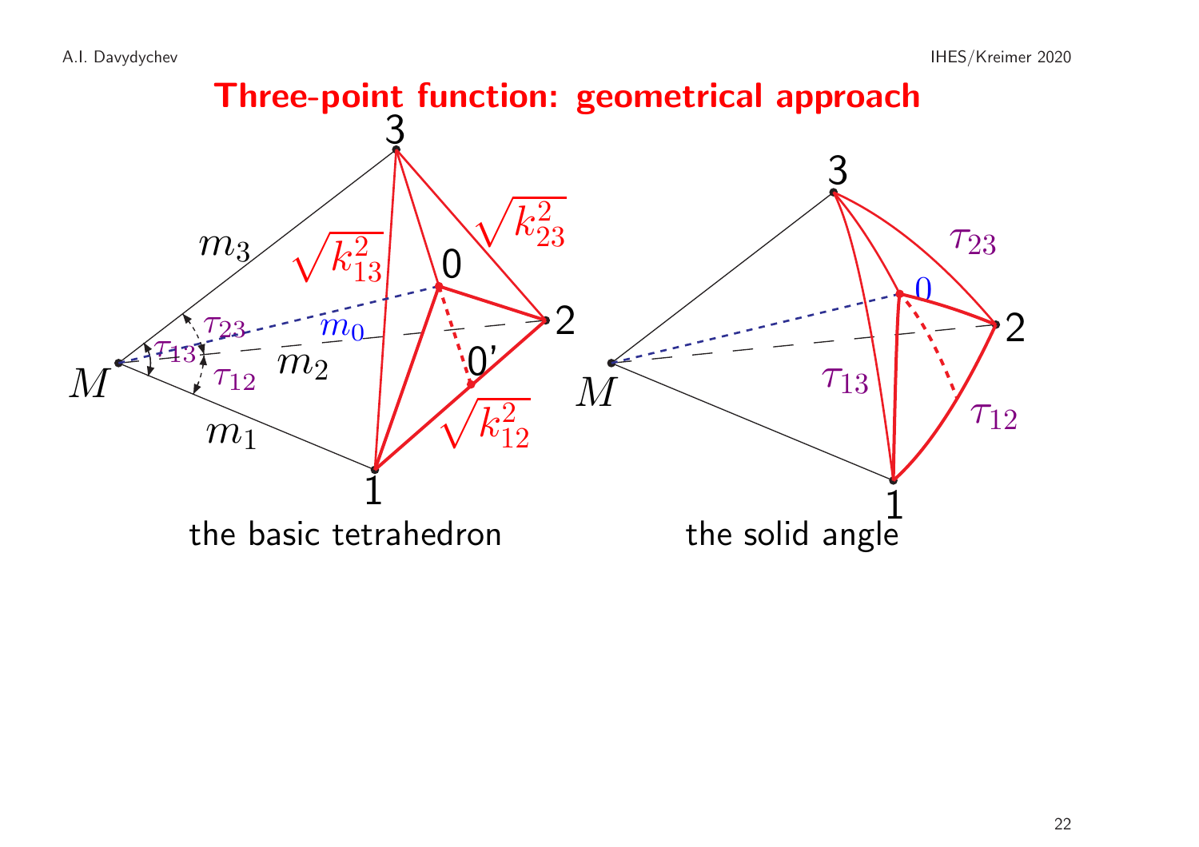# Three-point function: geometrical approach

the basic tetrahedron

the solid angle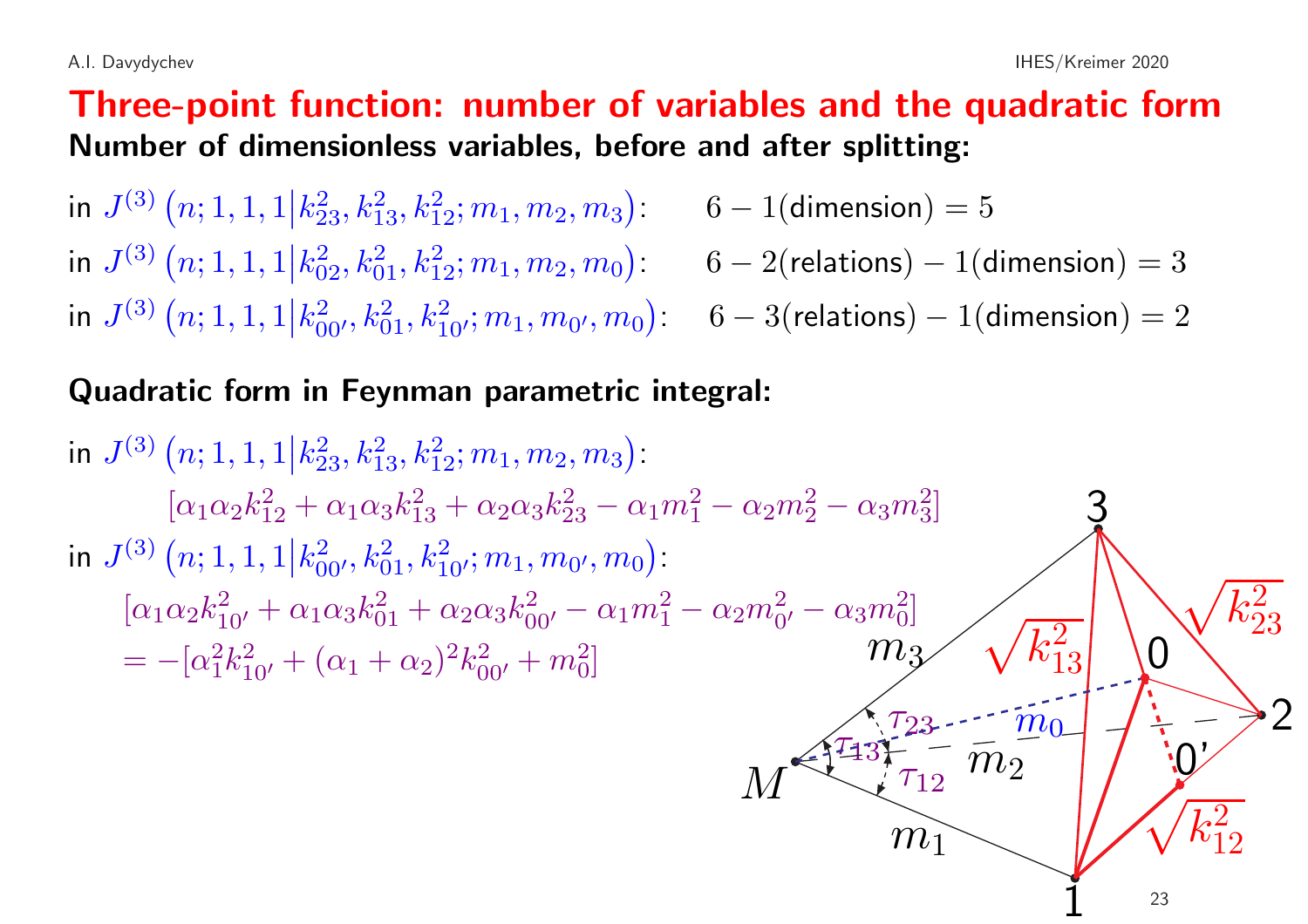# Three-point function: number of variables and the quadratic form

**Number of dimensionless variables, before and after splitting:**

in $J^{(3)}\left(n;1,1,1\middle|k_{23}^2,k_{13}^2,k_{12}^2;m_1,m_2,m_3\right)$: $\quad 6-1(\text{dimension})=5$

in $J^{(3)}\left(n;1,1,1\middle|k_{02}^2,k_{01}^2,k_{12}^2;m_1,m_2,m_0\right)$: $\quad 6-2(\text{relations})-1(\text{dimension})=3$

in $J^{(3)}\left(n;1,1,1\middle|k_{00'}^2,k_{01}^2,k_{10'}^2;m_1,m_{0'},m_0\right)$: $\quad 6-3(\text{relations})-1(\text{dimension})=2$

**Quadratic form in Feynman parametric integral:**

in $J^{(3)}\left(n;1,1,1\middle|k_{23}^2,k_{13}^2,k_{12}^2;m_1,m_2,m_3\right)$:

$$[\alpha_1\alpha_2 k_{12}^2+\alpha_1\alpha_3 k_{13}^2+\alpha_2\alpha_3 k_{23}^2-\alpha_1 m_1^2-\alpha_2 m_2^2-\alpha_3 m_3^2]$$

in $J^{(3)}\left(n;1,1,1\middle|k_{00'}^2,k_{01}^2,k_{10'}^2;m_1,m_{0'},m_0\right)$:

$$[\alpha_1\alpha_2 k_{10'}^2+\alpha_1\alpha_3 k_{01}^2+\alpha_2\alpha_3 k_{00'}^2-\alpha_1 m_1^2-\alpha_2 m_{0'}^2-\alpha_3 m_0^2]$$
$$=-[\alpha_1^2 k_{10'}^2+(\alpha_1+\alpha_2)^2 k_{00'}^2+m_0^2]$$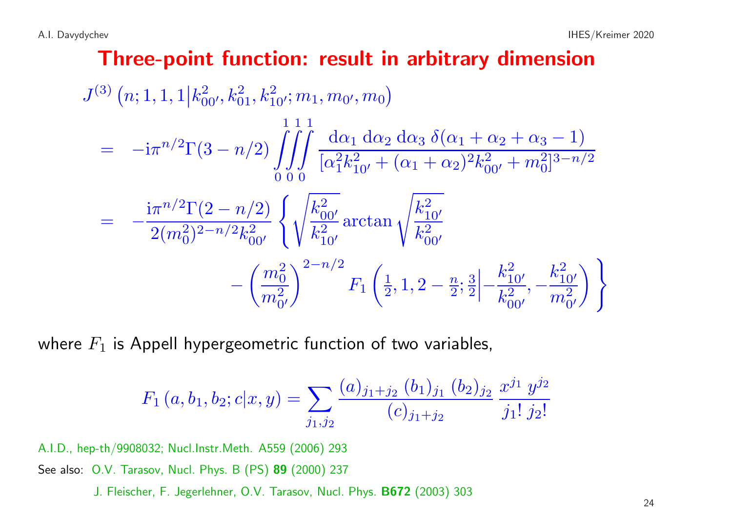# Three-point function: result in arbitrary dimension

$$
\begin{aligned}
& J^{(3)}\left(n;1,1,1\middle|k_{00'}^2,k_{01}^2,k_{10'}^2;m_1,m_{0'},m_0\right) \\
&= -\mathrm{i}\pi^{n/2}\Gamma(3-n/2)\int_0^1\!\!\int_0^1\!\!\int_0^1 \frac{\mathrm{d}\alpha_1\,\mathrm{d}\alpha_2\,\mathrm{d}\alpha_3\;\delta(\alpha_1+\alpha_2+\alpha_3-1)}{[\alpha_1^2 k_{10'}^2+(\alpha_1+\alpha_2)^2k_{00'}^2+m_0^2]^{3-n/2}} \\
&= -\frac{\mathrm{i}\pi^{n/2}\Gamma(2-n/2)}{2(m_0^2)^{2-n/2}k_{00'}^2}\left\{\sqrt{\frac{k_{00'}^2}{k_{10'}^2}}\arctan\sqrt{\frac{k_{10'}^2}{k_{00'}^2}}\right. \\
&\qquad\qquad \left. -\left(\frac{m_0^2}{m_{0'}^2}\right)^{2-n/2} F_1\left(\tfrac{1}{2},1,2-\tfrac{n}{2};\tfrac{3}{2}\middle|-\frac{k_{10'}^2}{k_{00'}^2},-\frac{k_{10'}^2}{m_{0'}^2}\right)\right\}
\end{aligned}
$$

where $F_1$ is Appell hypergeometric function of two variables,

$$
F_1\left(a,b_1,b_2;c|x,y\right)=\sum_{j_1,j_2}\frac{(a)_{j_1+j_2}\;(b_1)_{j_1}\;(b_2)_{j_2}}{(c)_{j_1+j_2}}\;\frac{x^{j_1}\;y^{j_2}}{j_1!\;j_2!}
$$

A.I.D., hep-th/9908032; Nucl.Instr.Meth. A559 (2006) 293

See also: O.V. Tarasov, Nucl. Phys. B (PS) **89** (2000) 237

J. Fleischer, F. Jegerlehner, O.V. Tarasov, Nucl. Phys. **B672** (2003) 303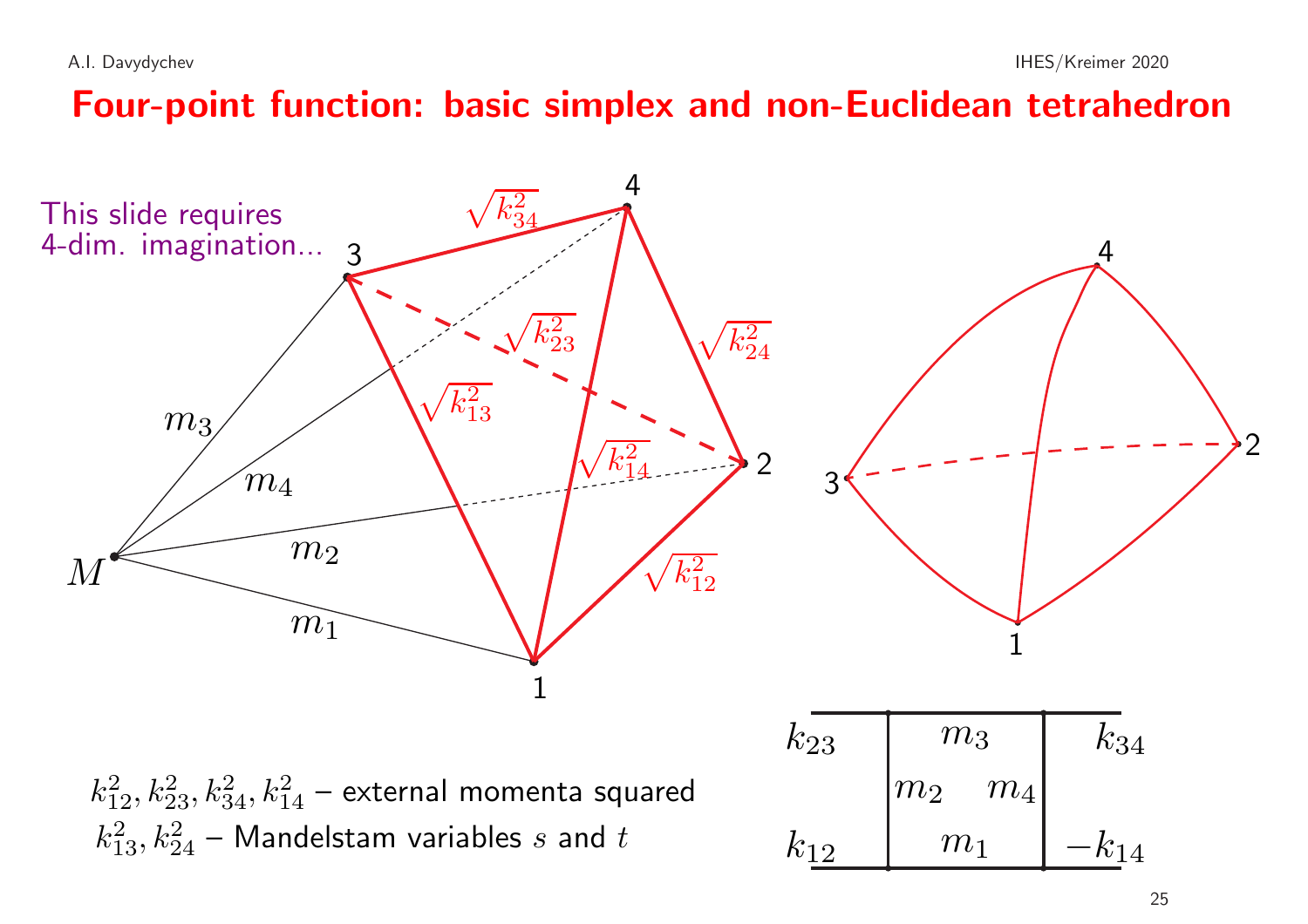# Four-point function: basic simplex and non-Euclidean tetrahedron

This slide requires 4-dim. imagination...

$k_{12}^2, k_{23}^2, k_{34}^2, k_{14}^2$ – external momenta squared

$k_{13}^2, k_{24}^2$ – Mandelstam variables $s$ and $t$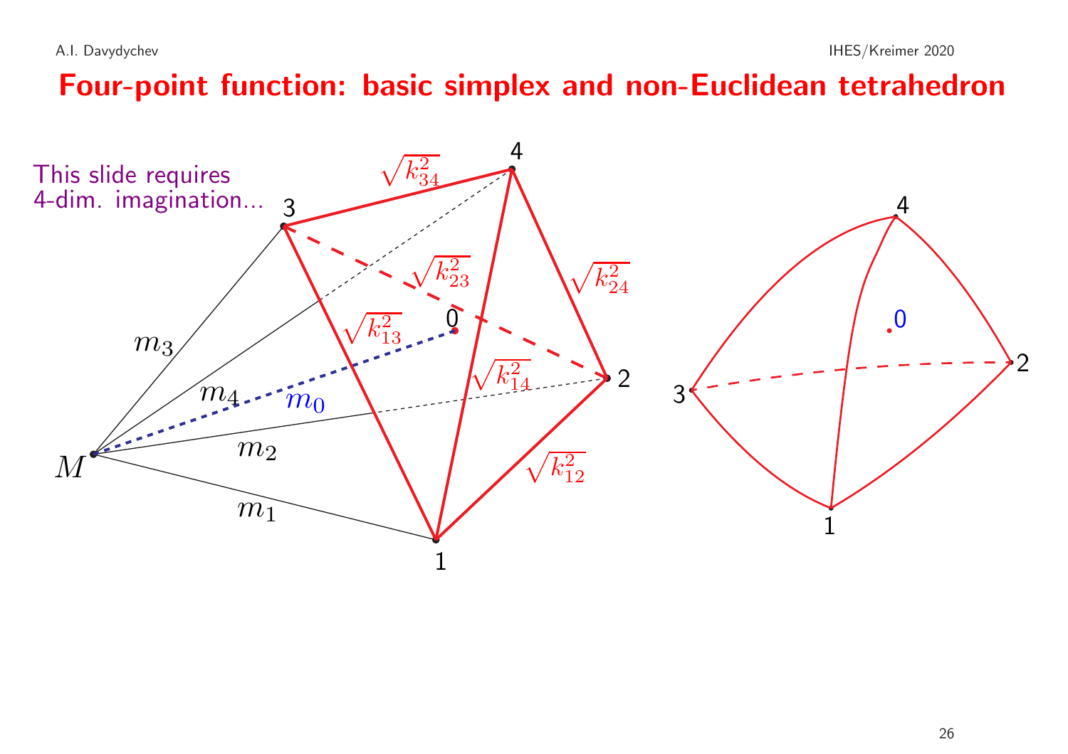# Four-point function: basic simplex and non-Euclidean tetrahedron

This slide requires 4-dim. imagination...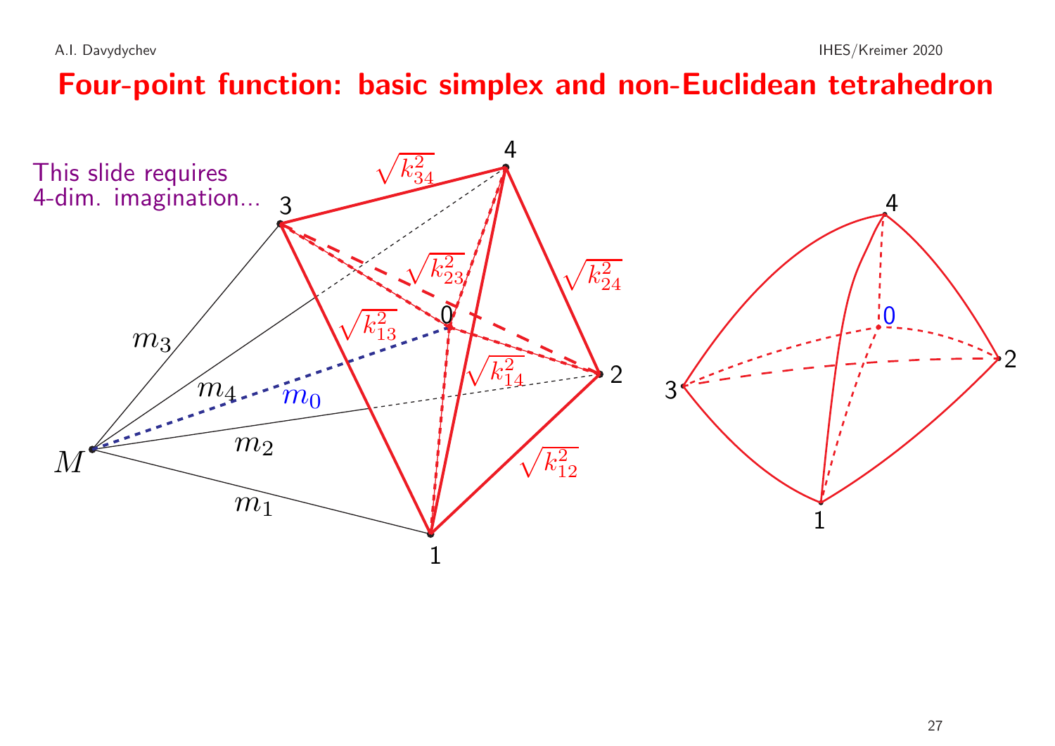# Four-point function: basic simplex and non-Euclidean tetrahedron

This slide requires 4-dim. imagination...

$M$, $m_0$, $m_1$, $m_2$, $m_3$, $m_4$

$\sqrt{k_{12}^2}$, $\sqrt{k_{13}^2}$, $\sqrt{k_{14}^2}$, $\sqrt{k_{23}^2}$, $\sqrt{k_{24}^2}$, $\sqrt{k_{34}^2}$

0, 1, 2, 3, 4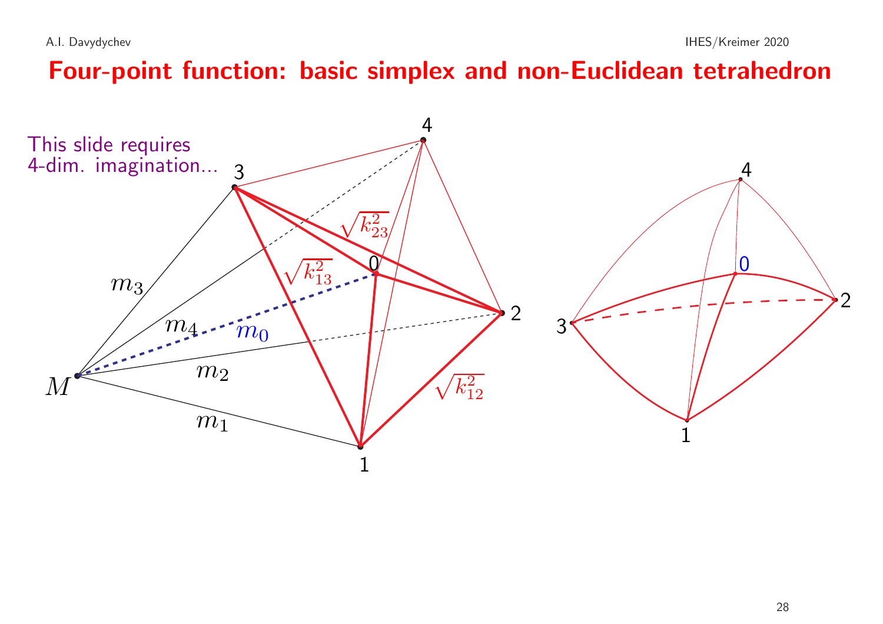# Four-point function: basic simplex and non-Euclidean tetrahedron

This slide requires 4-dim. imagination...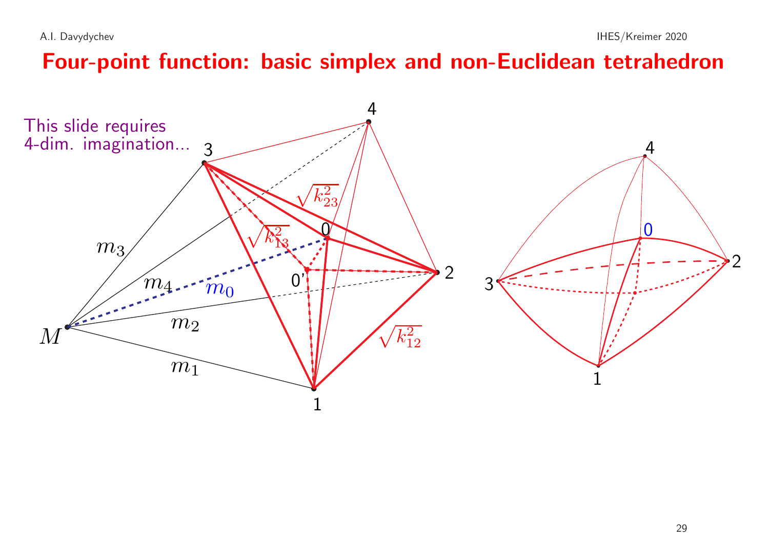# Four-point function: basic simplex and non-Euclidean tetrahedron

This slide requires 4-dim. imagination...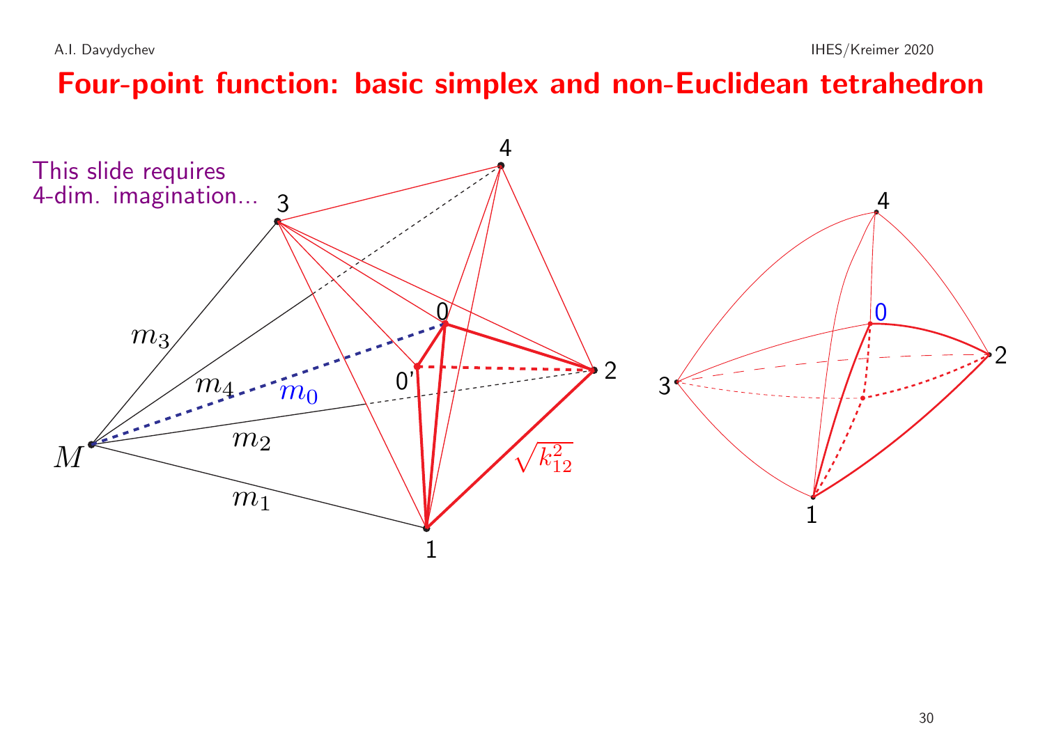# Four-point function: basic simplex and non-Euclidean tetrahedron

This slide requires 4-dim. imagination...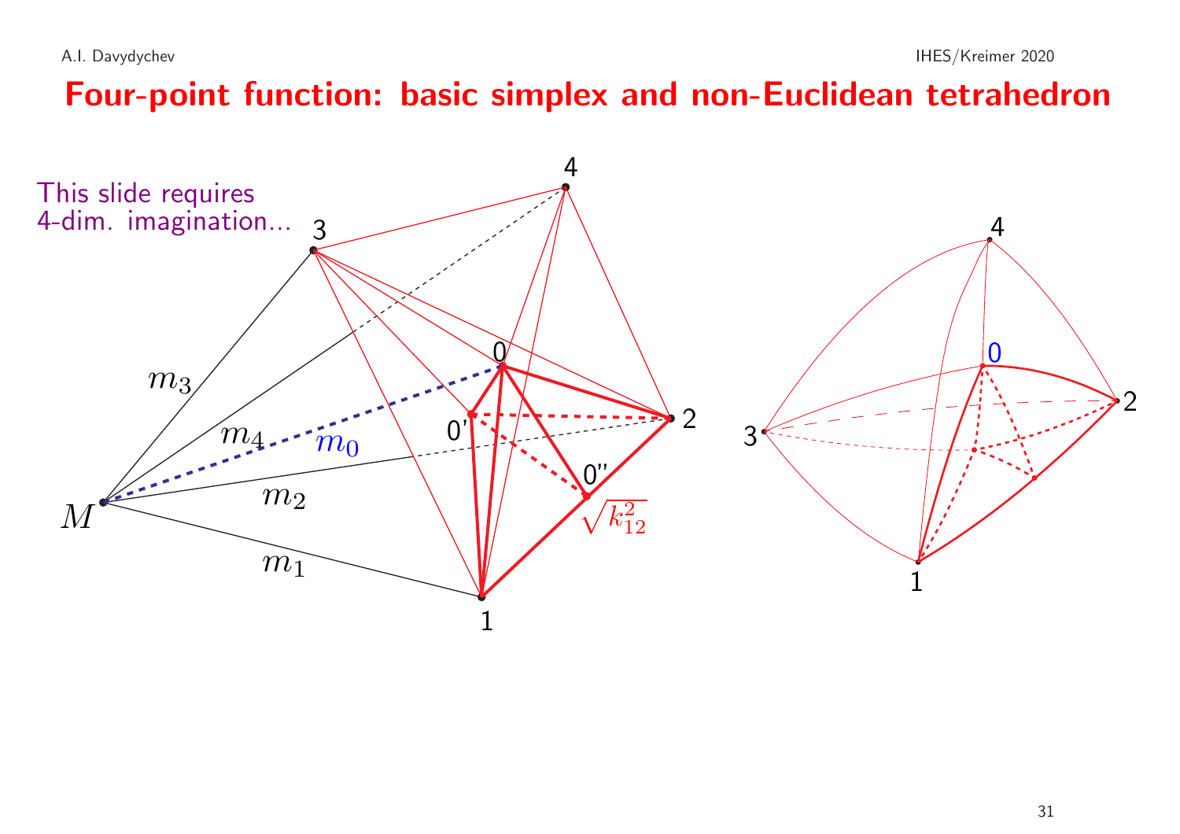# Four-point function: basic simplex and non-Euclidean tetrahedron

This slide requires 4-dim. imagination...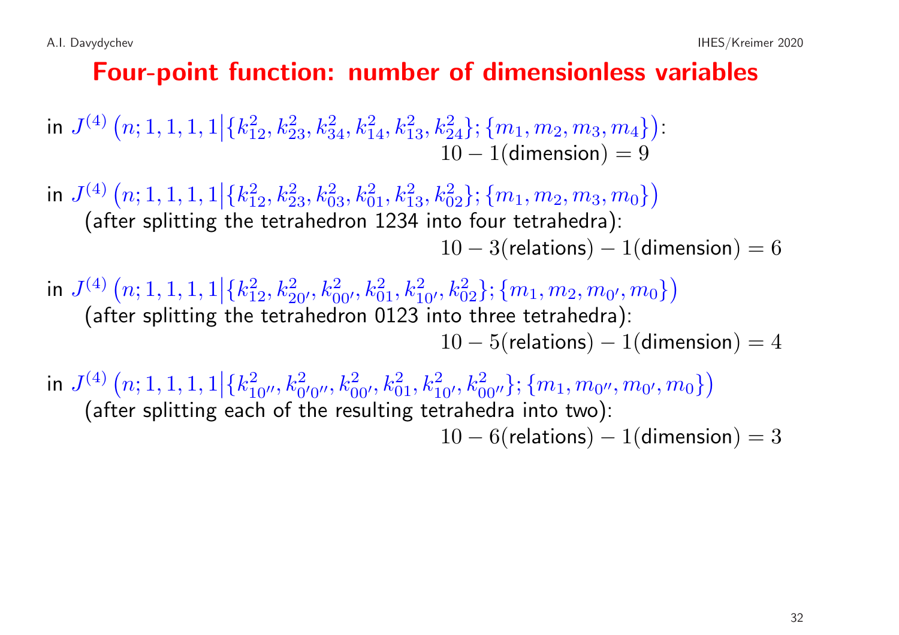# Four-point function: number of dimensionless variables

in $J^{(4)}\left(n;1,1,1,1\middle|\{k_{12}^2,k_{23}^2,k_{34}^2,k_{14}^2,k_{13}^2,k_{24}^2\};\{m_1,m_2,m_3,m_4\}\right)$:

$$10-1(\text{dimension})=9$$

in $J^{(4)}\left(n;1,1,1,1\middle|\{k_{12}^2,k_{23}^2,k_{03}^2,k_{01}^2,k_{13}^2,k_{02}^2\};\{m_1,m_2,m_3,m_0\}\right)$

(after splitting the tetrahedron 1234 into four tetrahedra):

$$10-3(\text{relations})-1(\text{dimension})=6$$

in $J^{(4)}\left(n;1,1,1,1\middle|\{k_{12}^2,k_{20'}^2,k_{00'}^2,k_{01}^2,k_{10'}^2,k_{02}^2\};\{m_1,m_2,m_{0'},m_0\}\right)$

(after splitting the tetrahedron 0123 into three tetrahedra):

$$10-5(\text{relations})-1(\text{dimension})=4$$

in $J^{(4)}\left(n;1,1,1,1\middle|\{k_{10''}^2,k_{0'0''}^2,k_{00'}^2,k_{01}^2,k_{10'}^2,k_{00''}^2\};\{m_1,m_{0''},m_{0'},m_0\}\right)$

(after splitting each of the resulting tetrahedra into two):

$$10-6(\text{relations})-1(\text{dimension})=3$$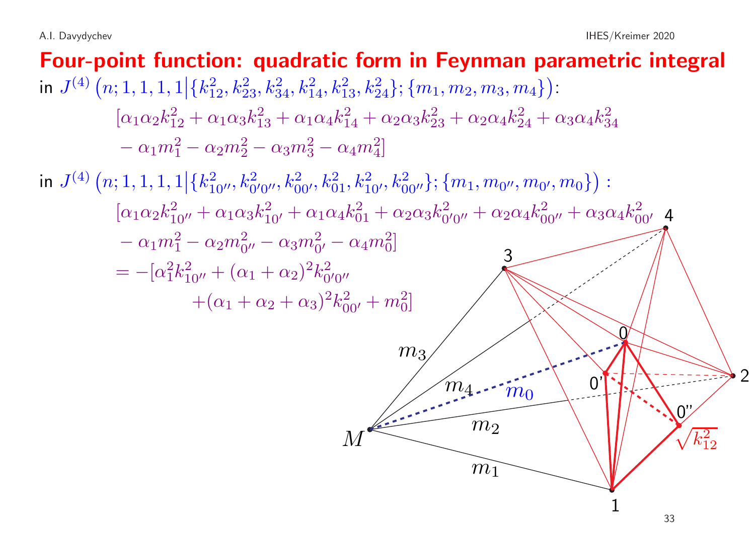# Four-point function: quadratic form in Feynman parametric integral

in $J^{(4)}\left(n;1,1,1,1\middle|\{k_{12}^2,k_{23}^2,k_{34}^2,k_{14}^2,k_{13}^2,k_{24}^2\};\{m_1,m_2,m_3,m_4\}\right)$:

$$[\alpha_1\alpha_2 k_{12}^2+\alpha_1\alpha_3 k_{13}^2+\alpha_1\alpha_4 k_{14}^2+\alpha_2\alpha_3 k_{23}^2+\alpha_2\alpha_4 k_{24}^2+\alpha_3\alpha_4 k_{34}^2$$
$$-\alpha_1 m_1^2-\alpha_2 m_2^2-\alpha_3 m_3^2-\alpha_4 m_4^2]$$

in $J^{(4)}\left(n;1,1,1,1\middle|\{k_{10''}^2,k_{0'0''}^2,k_{00'}^2,k_{01}^2,k_{10'}^2,k_{00''}^2\};\{m_1,m_{0''},m_{0'},m_0\}\right)$ :

$$[\alpha_1\alpha_2 k_{10''}^2+\alpha_1\alpha_3 k_{10'}^2+\alpha_1\alpha_4 k_{01}^2+\alpha_2\alpha_3 k_{0'0''}^2+\alpha_2\alpha_4 k_{00''}^2+\alpha_3\alpha_4 k_{00'}^2$$
$$-\alpha_1 m_1^2-\alpha_2 m_{0''}^2-\alpha_3 m_{0'}^2-\alpha_4 m_0^2]$$
$$=-[\alpha_1^2 k_{10''}^2+(\alpha_1+\alpha_2)^2 k_{0'0''}^2$$
$$+(\alpha_1+\alpha_2+\alpha_3)^2 k_{00'}^2+m_0^2]$$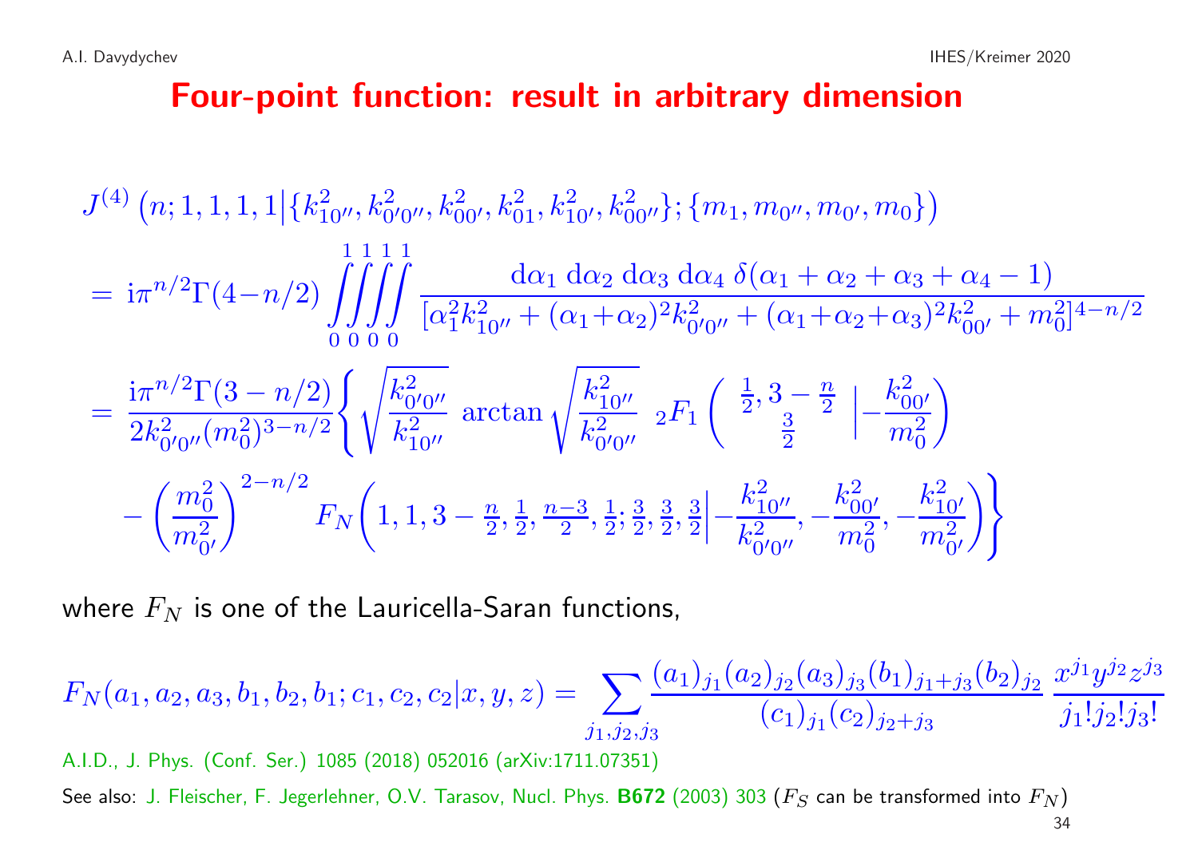# Four-point function: result in arbitrary dimension

$$
J^{(4)}\left(n;1,1,1,1\middle|\{k_{10''}^2, k_{0'0''}^2, k_{00'}^2, k_{01}^2, k_{10'}^2, k_{00''}^2\};\{m_1, m_{0''}, m_{0'}, m_0\}\right)
$$

$$
= \mathrm{i}\pi^{n/2}\Gamma(4-n/2)\int_0^1\!\!\int_0^1\!\!\int_0^1\!\!\int_0^1 \frac{\mathrm{d}\alpha_1\,\mathrm{d}\alpha_2\,\mathrm{d}\alpha_3\,\mathrm{d}\alpha_4\,\delta(\alpha_1+\alpha_2+\alpha_3+\alpha_4-1)}{[\alpha_1^2 k_{10''}^2 + (\alpha_1+\alpha_2)^2 k_{0'0''}^2 + (\alpha_1+\alpha_2+\alpha_3)^2 k_{00'}^2 + m_0^2]^{4-n/2}}
$$

$$
= \frac{\mathrm{i}\pi^{n/2}\Gamma(3-n/2)}{2k_{0'0''}^2 (m_0^2)^{3-n/2}}\left\{\sqrt{\frac{k_{0'0''}^2}{k_{10''}^2}}\,\arctan\sqrt{\frac{k_{10''}^2}{k_{0'0''}^2}}\;\,{}_2F_1\left(\begin{matrix}\frac{1}{2}, 3-\frac{n}{2}\\ \frac{3}{2}\end{matrix}\middle| -\frac{k_{00'}^2}{m_0^2}\right)\right.
$$

$$
\left. - \left(\frac{m_0^2}{m_{0'}^2}\right)^{2-n/2} F_N\left(1,1,3-\tfrac{n}{2},\tfrac{1}{2},\tfrac{n-3}{2},\tfrac{1}{2};\tfrac{3}{2},\tfrac{3}{2},\tfrac{3}{2}\middle| -\frac{k_{10''}^2}{k_{0'0''}^2}, -\frac{k_{00'}^2}{m_0^2}, -\frac{k_{10'}^2}{m_{0'}^2}\right)\right\}
$$

where $F_N$ is one of the Lauricella-Saran functions,

$$
F_N(a_1,a_2,a_3,b_1,b_2,b_1;c_1,c_2,c_2|x,y,z) = \sum_{j_1,j_2,j_3}\frac{(a_1)_{j_1}(a_2)_{j_2}(a_3)_{j_3}(b_1)_{j_1+j_3}(b_2)_{j_2}}{(c_1)_{j_1}(c_2)_{j_2+j_3}}\,\frac{x^{j_1}y^{j_2}z^{j_3}}{j_1!j_2!j_3!}
$$

A.I.D., J. Phys. (Conf. Ser.) 1085 (2018) 052016 (arXiv:1711.07351)

See also: J. Fleischer, F. Jegerlehner, O.V. Tarasov, Nucl. Phys. **B672** (2003) 303 ($F_S$ can be transformed into $F_N$)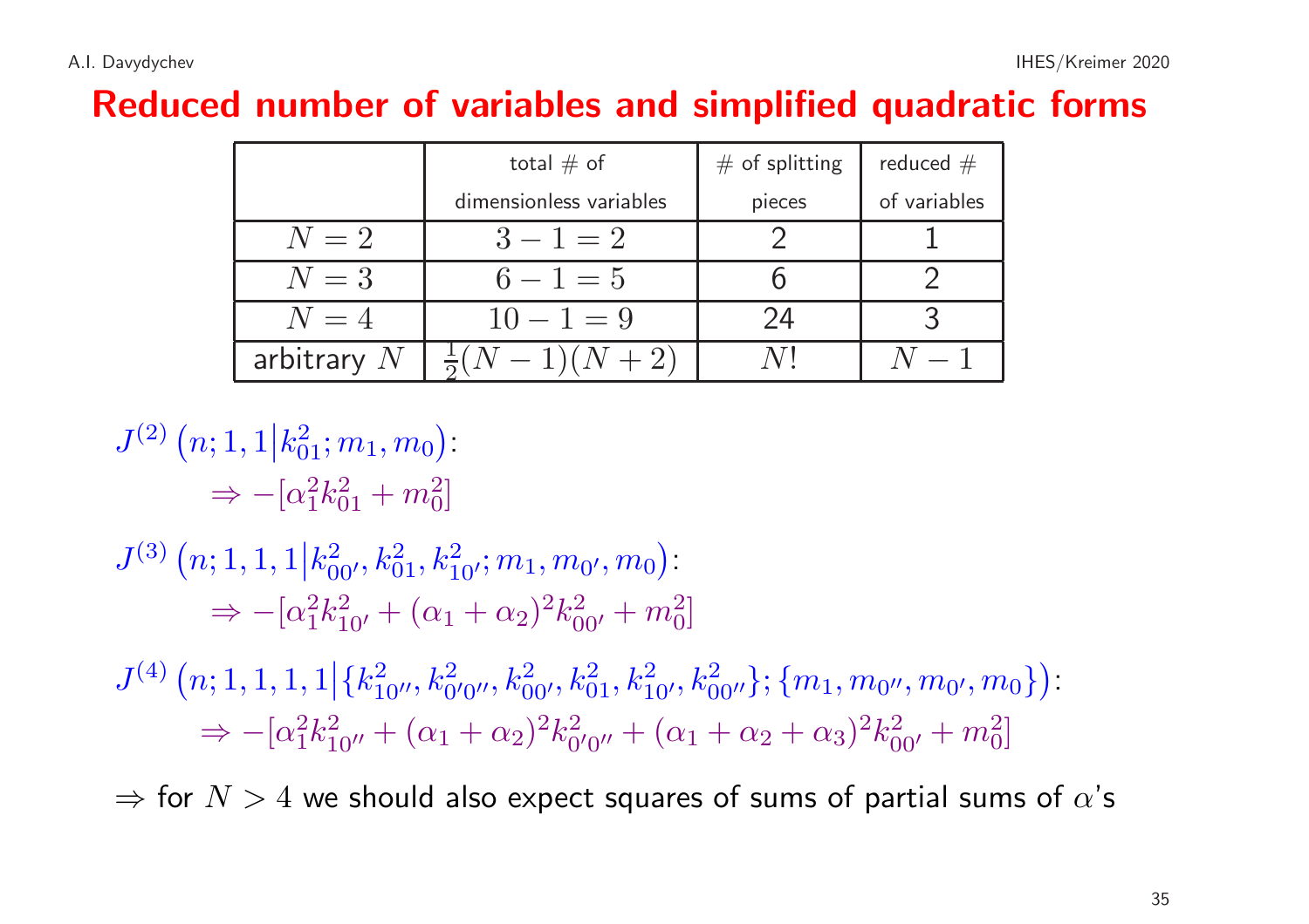# Reduced number of variables and simplified quadratic forms

| | total # of dimensionless variables | # of splitting pieces | reduced # of variables |
|---|---|---|---|
| $N=2$ | $3-1=2$ | 2 | 1 |
| $N=3$ | $6-1=5$ | 6 | 2 |
| $N=4$ | $10-1=9$ | 24 | 3 |
| arbitrary $N$ | $\frac{1}{2}(N-1)(N+2)$ | $N!$ | $N-1$ |

$J^{(2)}\left(n;1,1\middle|k_{01}^2;m_1,m_0\right)$:

$$\Rightarrow -[\alpha_1^2 k_{01}^2 + m_0^2]$$

$J^{(3)}\left(n;1,1,1\middle|k_{00'}^2,k_{01}^2,k_{10'}^2;m_1,m_{0'},m_0\right)$:

$$\Rightarrow -[\alpha_1^2 k_{10'}^2 + (\alpha_1+\alpha_2)^2 k_{00'}^2 + m_0^2]$$

$J^{(4)}\left(n;1,1,1,1\middle|\{k_{10''}^2,k_{0'0''}^2,k_{00'}^2,k_{01}^2,k_{10'}^2,k_{00''}^2\};\{m_1,m_{0''},m_{0'},m_0\}\right)$:

$$\Rightarrow -[\alpha_1^2 k_{10''}^2 + (\alpha_1+\alpha_2)^2 k_{0'0''}^2 + (\alpha_1+\alpha_2+\alpha_3)^2 k_{00'}^2 + m_0^2]$$

$\Rightarrow$ for $N>4$ we should also expect squares of sums of partial sums of $\alpha$'s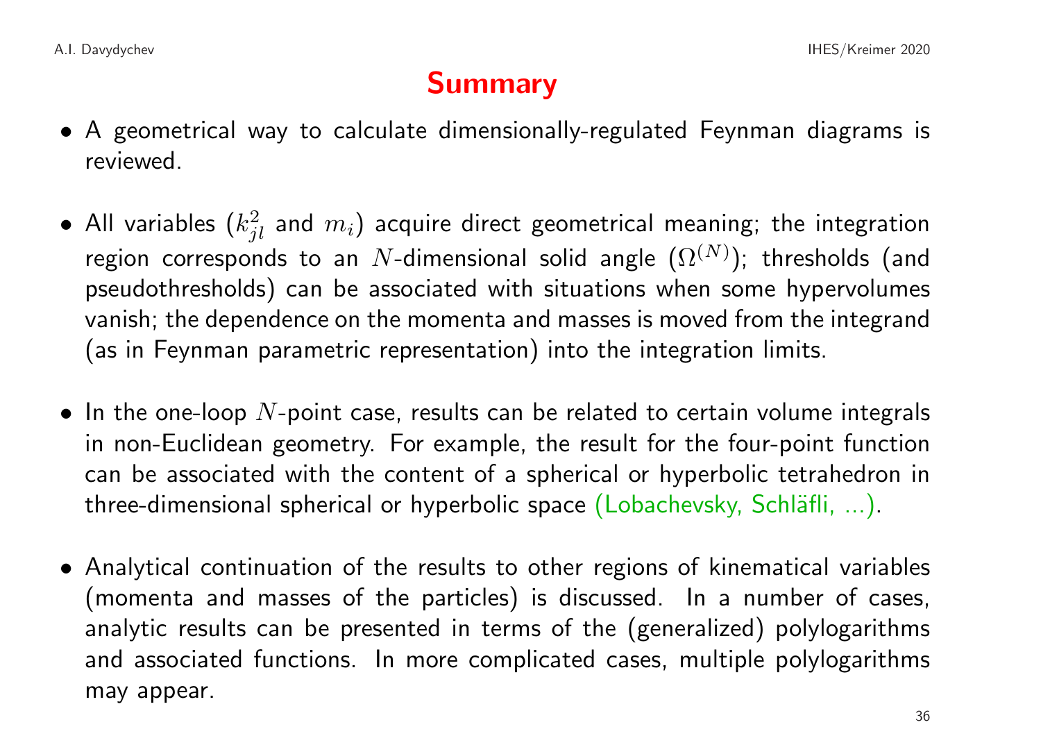# Summary

- A geometrical way to calculate dimensionally-regulated Feynman diagrams is reviewed.

- All variables ($k_{jl}^2$ and $m_i$) acquire direct geometrical meaning; the integration region corresponds to an $N$-dimensional solid angle ($\Omega^{(N)}$); thresholds (and pseudothresholds) can be associated with situations when some hypervolumes vanish; the dependence on the momenta and masses is moved from the integrand (as in Feynman parametric representation) into the integration limits.

- In the one-loop $N$-point case, results can be related to certain volume integrals in non-Euclidean geometry. For example, the result for the four-point function can be associated with the content of a spherical or hyperbolic tetrahedron in three-dimensional spherical or hyperbolic space (Lobachevsky, Schläfli, ...).

- Analytical continuation of the results to other regions of kinematical variables (momenta and masses of the particles) is discussed. In a number of cases, analytic results can be presented in terms of the (generalized) polylogarithms and associated functions. In more complicated cases, multiple polylogarithms may appear.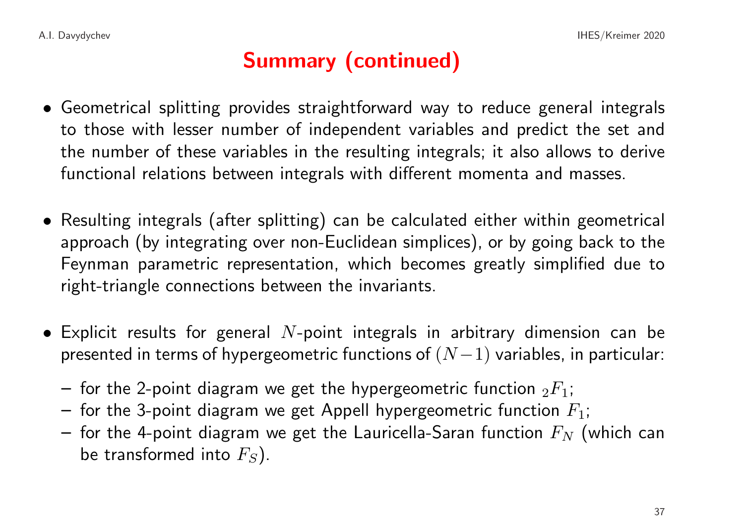# Summary (continued)

- Geometrical splitting provides straightforward way to reduce general integrals to those with lesser number of independent variables and predict the set and the number of these variables in the resulting integrals; it also allows to derive functional relations between integrals with different momenta and masses.

- Resulting integrals (after splitting) can be calculated either within geometrical approach (by integrating over non-Euclidean simplices), or by going back to the Feynman parametric representation, which becomes greatly simplified due to right-triangle connections between the invariants.

- Explicit results for general $N$-point integrals in arbitrary dimension can be presented in terms of hypergeometric functions of $(N-1)$ variables, in particular:
  - for the 2-point diagram we get the hypergeometric function ${}_2F_1$;
  - for the 3-point diagram we get Appell hypergeometric function $F_1$;
  - for the 4-point diagram we get the Lauricella-Saran function $F_N$ (which can be transformed into $F_S$).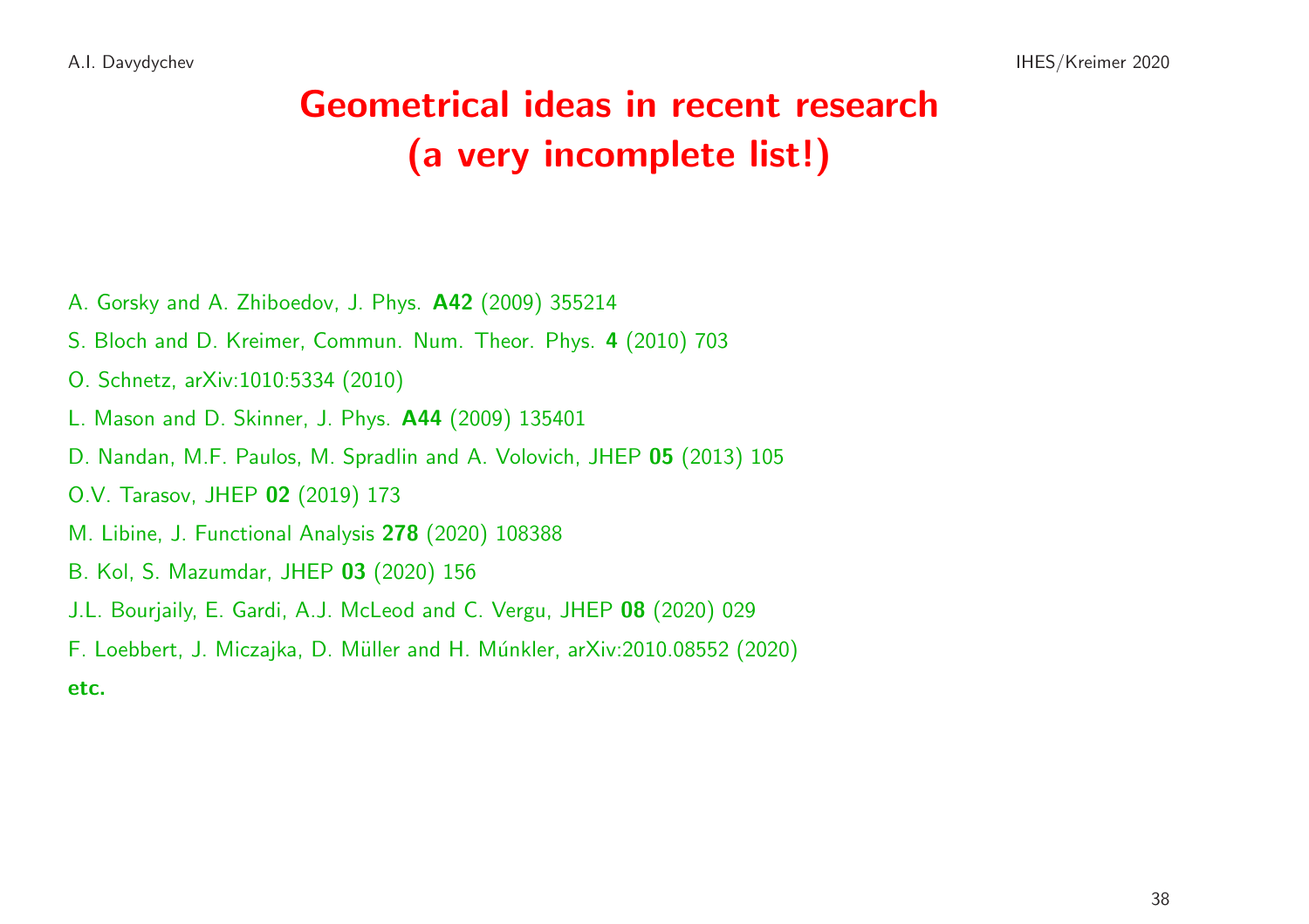# Geometrical ideas in recent research (a very incomplete list!)

A. Gorsky and A. Zhiboedov, J. Phys. **A42** (2009) 355214

S. Bloch and D. Kreimer, Commun. Num. Theor. Phys. **4** (2010) 703

O. Schnetz, arXiv:1010:5334 (2010)

L. Mason and D. Skinner, J. Phys. **A44** (2009) 135401

D. Nandan, M.F. Paulos, M. Spradlin and A. Volovich, JHEP **05** (2013) 105

O.V. Tarasov, JHEP **02** (2019) 173

M. Libine, J. Functional Analysis **278** (2020) 108388

B. Kol, S. Mazumdar, JHEP **03** (2020) 156

J.L. Bourjaily, E. Gardi, A.J. McLeod and C. Vergu, JHEP **08** (2020) 029

F. Loebbert, J. Miczajka, D. Müller and H. Múnkler, arXiv:2010.08552 (2020)

**etc.**